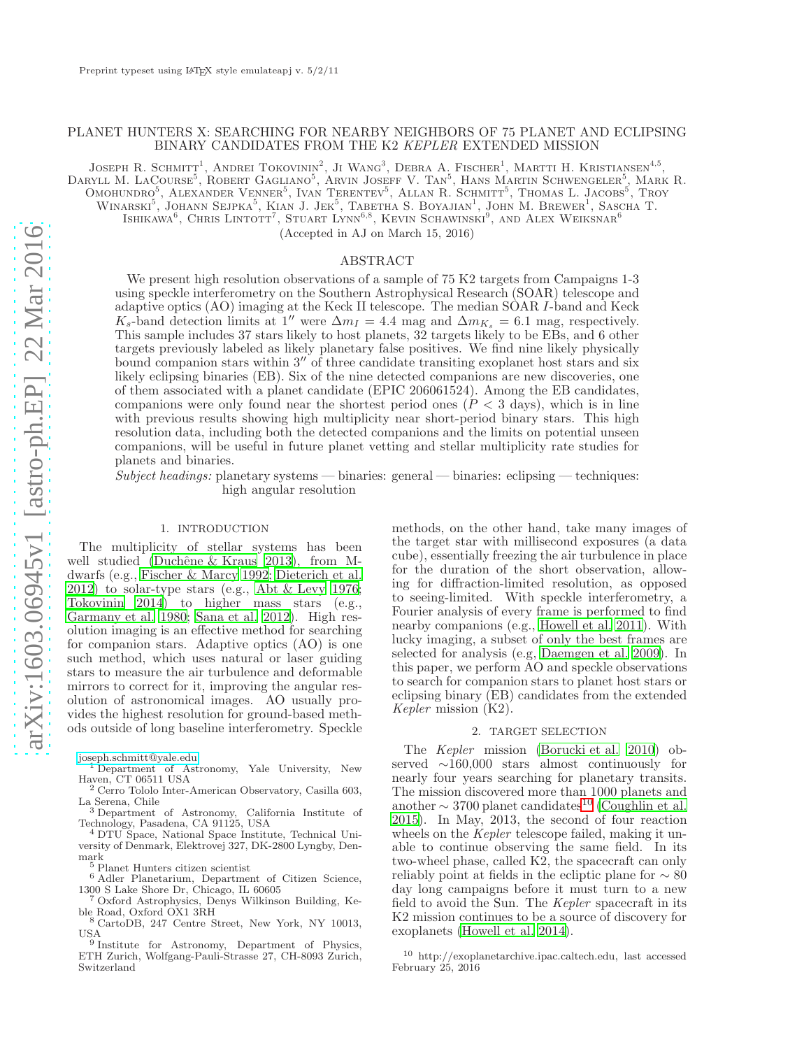# PLANET HUNTERS X: SEARCHING FOR NEARBY NEIGHBORS OF 75 PLANET AND ECLIPSING BINARY CANDIDATES FROM THE K2 *KEPLER* EXTENDED MISSION

Joseph R. Schmitt[1], Andrei Tokovinin[2], Ji Wang[3], Debra A. Fischer[1], Martti H. Kristiansen[4,5], Daryll M. LaCourse[5], Robert Gagliano[5], Arvin Joseff V. Tan[5], Hans Martin Schwengeler[5], Mark R. Omohundro[5], Alexander Venner[5], Ivan Terentev[5], Allan R. Schmitt[5], Thomas L. Jacobs[5], Troy Winarski[5], Johann Sejpka[5], Kian J. Jek[5], Tabetha S. Boyajian[1], John M. Brewer[1], Sascha T. Ishikawa[6], Chris Lintott[7], Stuart Lynn[6,8], Kevin Schawinski[9], and Alex Weiksnar[6]

(Accepted in AJ on March 15, 2016)

## ABSTRACT

We present high resolution observations of a sample of 75 K2 targets from Campaigns 1-3 using speckle interferometry on the Southern Astrophysical Research (SOAR) telescope and adaptive optics (AO) imaging at the Keck II telescope. The median SOAR $I$-band and Keck $K_s$-band detection limits at $1''$ were $\Delta m_I = 4.4$ mag and $\Delta m_{K_s} = 6.1$ mag, respectively. This sample includes 37 stars likely to host planets, 32 targets likely to be EBs, and 6 other targets previously labeled as likely planetary false positives. We find nine likely physically bound companion stars within $3''$ of three candidate transiting exoplanet host stars and six likely eclipsing binaries (EB). Six of the nine detected companions are new discoveries, one of them associated with a planet candidate (EPIC 206061524). Among the EB candidates, companions were only found near the shortest period ones ($P < 3$ days), which is in line with previous results showing high multiplicity near short-period binary stars. This high resolution data, including both the detected companions and the limits on potential unseen companions, will be useful in future planet vetting and stellar multiplicity rate studies for planets and binaries.

*Subject headings:* planetary systems — binaries: general — binaries: eclipsing — techniques: high angular resolution

## 1. INTRODUCTION

The multiplicity of stellar systems has been well studied (Duchêne & Kraus 2013), from M-dwarfs (e.g., Fischer & Marcy 1992; Dieterich et al. 2012) to solar-type stars (e.g., Abt & Levy 1976; Tokovinin 2014) to higher mass stars (e.g., Garmany et al. 1980; Sana et al. 2012). High resolution imaging is an effective method for searching for companion stars. Adaptive optics (AO) is one such method, which uses natural or laser guiding stars to measure the air turbulence and deformable mirrors to correct for it, improving the angular resolution of astronomical images. AO usually provides the highest resolution for ground-based methods outside of long baseline interferometry. Speckle methods, on the other hand, take many images of the target star with millisecond exposures (a data cube), essentially freezing the air turbulence in place for the duration of the short observation, allowing for diffraction-limited resolution, as opposed to seeing-limited. With speckle interferometry, a Fourier analysis of every frame is performed to find nearby companions (e.g., Howell et al. 2011). With lucky imaging, a subset of only the best frames are selected for analysis (e.g, Daemgen et al. 2009). In this paper, we perform AO and speckle observations to search for companion stars to planet host stars or eclipsing binary (EB) candidates from the extended *Kepler* mission (K2).

## 2. TARGET SELECTION

The *Kepler* mission (Borucki et al. 2010) observed ∼160,000 stars almost continuously for nearly four years searching for planetary transits. The mission discovered more than 1000 planets and another ∼ 3700 planet candidates[10] (Coughlin et al. 2015). In May, 2013, the second of four reaction wheels on the *Kepler* telescope failed, making it unable to continue observing the same field. In its two-wheel phase, called K2, the spacecraft can only reliably point at fields in the ecliptic plane for ∼ 80 day long campaigns before it must turn to a new field to avoid the Sun. The *Kepler* spacecraft in its K2 mission continues to be a source of discovery for exoplanets (Howell et al. 2014).

joseph.schmitt@yale.edu
[1] Department of Astronomy, Yale University, New Haven, CT 06511 USA
[2] Cerro Tololo Inter-American Observatory, Casilla 603, La Serena, Chile
[3] Department of Astronomy, California Institute of Technology, Pasadena, CA 91125, USA
[4] DTU Space, National Space Institute, Technical University of Denmark, Elektrovej 327, DK-2800 Lyngby, Denmark
[5] Planet Hunters citizen scientist
[6] Adler Planetarium, Department of Citizen Science, 1300 S Lake Shore Dr, Chicago, IL 60605
[7] Oxford Astrophysics, Denys Wilkinson Building, Keble Road, Oxford OX1 3RH
[8] CartoDB, 247 Centre Street, New York, NY 10013, USA
[9] Institute for Astronomy, Department of Physics, ETH Zurich, Wolfgang-Pauli-Strasse 27, CH-8093 Zurich, Switzerland
[10] http://exoplanetarchive.ipac.caltech.edu, last accessed February 25, 2016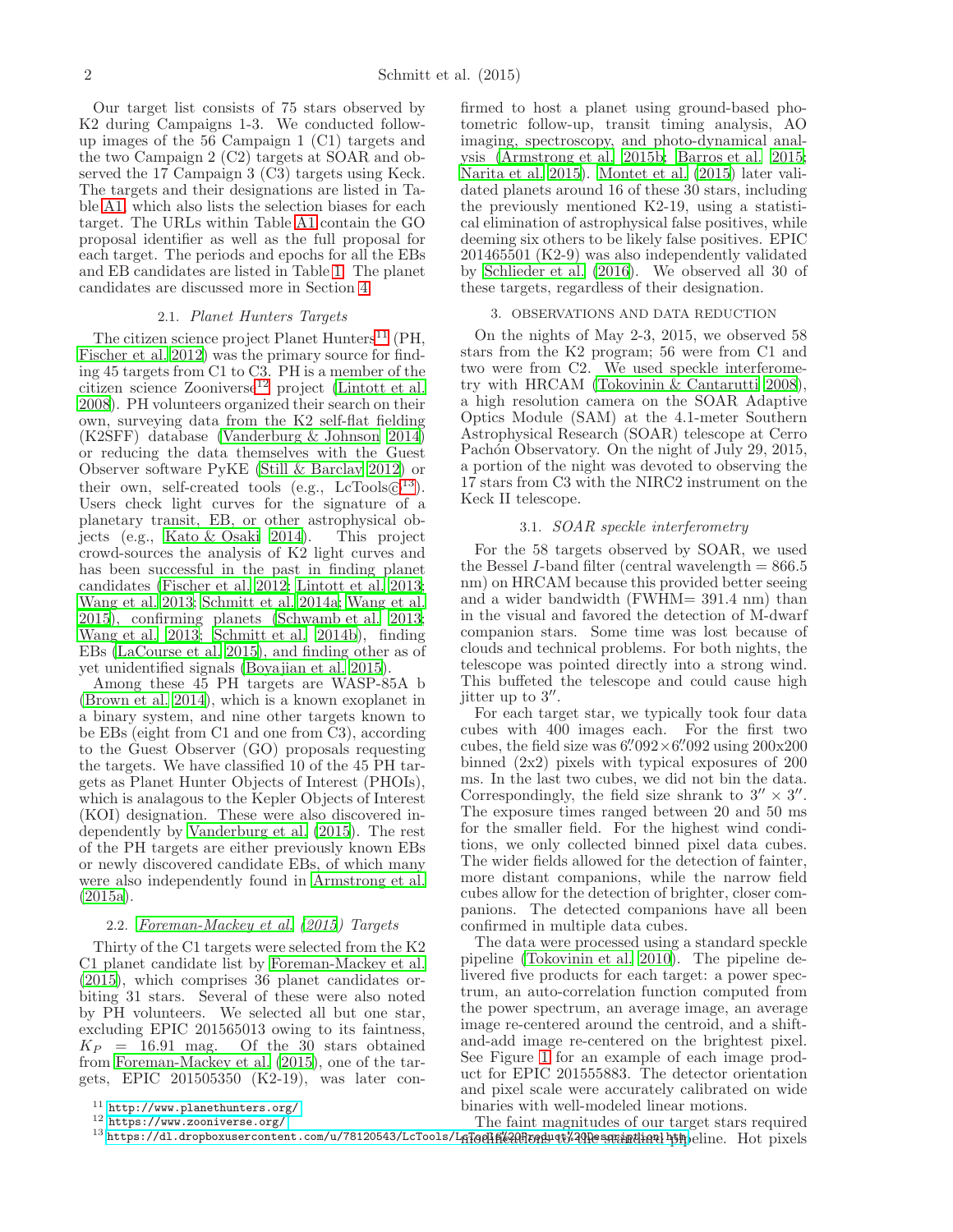Our target list consists of 75 stars observed by K2 during Campaigns 1-3. We conducted follow-up images of the 56 Campaign 1 (C1) targets and the two Campaign 2 (C2) targets at SOAR and observed the 17 Campaign 3 (C3) targets using Keck. The targets and their designations are listed in Table A1, which also lists the selection biases for each target. The URLs within Table A1 contain the GO proposal identifier as well as the full proposal for each target. The periods and epochs for all the EBs and EB candidates are listed in Table 1. The planet candidates are discussed more in Section 4.

### 2.1. *Planet Hunters Targets*

The citizen science project Planet Hunters[11] (PH, Fischer et al. 2012) was the primary source for finding 45 targets from C1 to C3. PH is a member of the citizen science Zooniverse[12] project (Lintott et al. 2008). PH volunteers organized their search on their own, surveying data from the K2 self-flat fielding (K2SFF) database (Vanderburg & Johnson 2014) or reducing the data themselves with the Guest Observer software PyKE (Still & Barclay 2012) or their own, self-created tools (e.g., LcTools©[13]). Users check light curves for the signature of a planetary transit, EB, or other astrophysical objects (e.g., Kato & Osaki 2014). This project crowd-sources the analysis of K2 light curves and has been successful in the past in finding planet candidates (Fischer et al. 2012; Lintott et al. 2013; Wang et al. 2013; Schmitt et al. 2014a; Wang et al. 2015), confirming planets (Schwamb et al. 2013; Wang et al. 2013; Schmitt et al. 2014b), finding EBs (LaCourse et al. 2015), and finding other as of yet unidentified signals (Boyajian et al. 2015).

Among these 45 PH targets are WASP-85A b (Brown et al. 2014), which is a known exoplanet in a binary system, and nine other targets known to be EBs (eight from C1 and one from C3), according to the Guest Observer (GO) proposals requesting the targets. We have classified 10 of the 45 PH targets as Planet Hunter Objects of Interest (PHOIs), which is analagous to the Kepler Objects of Interest (KOI) designation. These were also discovered independently by Vanderburg et al. (2015). The rest of the PH targets are either previously known EBs or newly discovered candidate EBs, of which many were also independently found in Armstrong et al. (2015a).

### 2.2. *Foreman-Mackey et al. (2015) Targets*

Thirty of the C1 targets were selected from the K2 C1 planet candidate list by Foreman-Mackey et al. (2015), which comprises 36 planet candidates orbiting 31 stars. Several of these were also noted by PH volunteers. We selected all but one star, excluding EPIC 201565013 owing to its faintness, $K_P = 16.91$ mag. Of the 30 stars obtained from Foreman-Mackey et al. (2015), one of the targets, EPIC 201505350 (K2-19), was later confirmed to host a planet using ground-based photometric follow-up, transit timing analysis, AO imaging, spectroscopy, and photo-dynamical analysis (Armstrong et al. 2015b; Barros et al. 2015; Narita et al. 2015). Montet et al. (2015) later validated planets around 16 of these 30 stars, including the previously mentioned K2-19, using a statistical elimination of astrophysical false positives, while deeming six others to be likely false positives. EPIC 201465501 (K2-9) was also independently validated by Schlieder et al. (2016). We observed all 30 of these targets, regardless of their designation.

## 3. OBSERVATIONS AND DATA REDUCTION

On the nights of May 2-3, 2015, we observed 58 stars from the K2 program; 56 were from C1 and two were from C2. We used speckle interferometry with HRCAM (Tokovinin & Cantarutti 2008), a high resolution camera on the SOAR Adaptive Optics Module (SAM) at the 4.1-meter Southern Astrophysical Research (SOAR) telescope at Cerro Pachón Observatory. On the night of July 29, 2015, a portion of the night was devoted to observing the 17 stars from C3 with the NIRC2 instrument on the Keck II telescope.

### 3.1. *SOAR speckle interferometry*

For the 58 targets observed by SOAR, we used the Bessel $I$-band filter (central wavelength = 866.5 nm) on HRCAM because this provided better seeing and a wider bandwidth (FWHM= 391.4 nm) than in the visual and favored the detection of M-dwarf companion stars. Some time was lost because of clouds and technical problems. For both nights, the telescope was pointed directly into a strong wind. This buffeted the telescope and could cause high jitter up to $3''$.

For each target star, we typically took four data cubes with 400 images each. For the first two cubes, the field size was $6''.092 \times 6''.092$ using 200x200 binned (2x2) pixels with typical exposures of 200 ms. In the last two cubes, we did not bin the data. Correspondingly, the field size shrank to $3'' \times 3''$. The exposure times ranged between 20 and 50 ms for the smaller field. For the highest wind conditions, we only collected binned pixel data cubes. The wider fields allowed for the detection of fainter, more distant companions, while the narrow field cubes allow for the detection of brighter, closer companions. The detected companions have all been confirmed in multiple data cubes.

The data were processed using a standard speckle pipeline (Tokovinin et al. 2010). The pipeline delivered five products for each target: a power spectrum, an auto-correlation function computed from the power spectrum, an average image, an average image re-centered around the centroid, and a shift-and-add image re-centered on the brightest pixel. See Figure 1 for an example of each image product for EPIC 201555883. The detector orientation and pixel scale were accurately calibrated on wide binaries with well-modeled linear motions.

The faint magnitudes of our target stars required modifications to the standard pipeline. Hot pixels

[11] http://www.planethunters.org/
[12] https://www.zooniverse.org/
[13] https://dl.dropboxusercontent.com/u/78120543/LcTools/LcTools%20Product%20Description.htm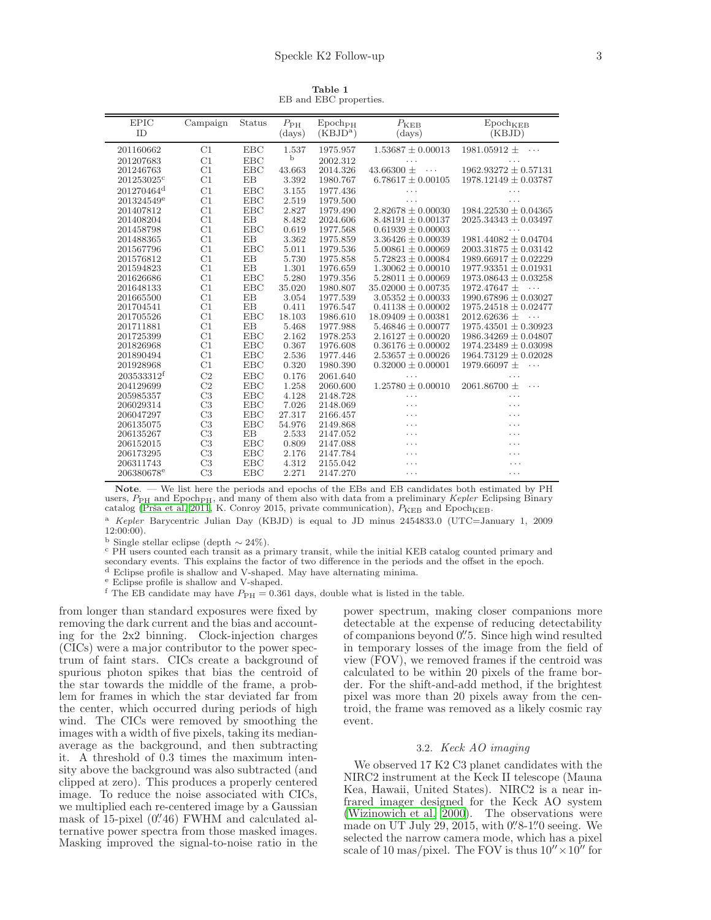**Table 1**
EB and EBC properties.

| EPIC ID | Campaign | Status | $P_{\mathrm{PH}}$ (days) | $\mathrm{Epoch_{PH}}$ (KBJD[a]) | $P_{\mathrm{KEB}}$ (days) | $\mathrm{Epoch_{KEB}}$ (KBJD) |
|---|---|---|---|---|---|---|
| 201160662 | C1 | EBC | 1.537 | 1975.957 | $1.53687 \pm 0.00013$ | $1981.05912 \pm$ ... |
| 201207683 | C1 | EBC | [b] | 2002.312 | ... | ... |
| 201246763 | C1 | EBC | 43.663 | 2014.326 | $43.66300 \pm$ ... | $1962.93272 \pm 0.57131$ |
| 201253025[c] | C1 | EB | 3.392 | 1980.767 | $6.78617 \pm 0.00105$ | $1978.12149 \pm 0.03787$ |
| 201270464[d] | C1 | EBC | 3.155 | 1977.436 | ... | ... |
| 201324549[e] | C1 | EBC | 2.519 | 1979.500 | ... | ... |
| 201407812 | C1 | EBC | 2.827 | 1979.490 | $2.82678 \pm 0.00030$ | $1984.22530 \pm 0.04365$ |
| 201408204 | C1 | EB | 8.482 | 2024.606 | $8.48191 \pm 0.00137$ | $2025.34343 \pm 0.03497$ |
| 201458798 | C1 | EBC | 0.619 | 1977.568 | $0.61939 \pm 0.00003$ | ... |
| 201488365 | C1 | EB | 3.362 | 1975.859 | $3.36426 \pm 0.00039$ | $1981.44082 \pm 0.04704$ |
| 201567796 | C1 | EBC | 5.011 | 1979.536 | $5.00861 \pm 0.00069$ | $2003.31875 \pm 0.03142$ |
| 201576812 | C1 | EB | 5.730 | 1975.858 | $5.72823 \pm 0.00084$ | $1989.66917 \pm 0.02229$ |
| 201594823 | C1 | EB | 1.301 | 1976.659 | $1.30062 \pm 0.00010$ | $1977.93351 \pm 0.01931$ |
| 201626686 | C1 | EBC | 5.280 | 1979.356 | $5.28011 \pm 0.00069$ | $1973.08643 \pm 0.03258$ |
| 201648133 | C1 | EBC | 35.020 | 1980.807 | $35.02000 \pm 0.00735$ | $1972.47647 \pm$ ... |
| 201665500 | C1 | EB | 3.054 | 1977.539 | $3.05352 \pm 0.00033$ | $1990.67896 \pm 0.03027$ |
| 201704541 | C1 | EB | 0.411 | 1976.547 | $0.41138 \pm 0.00002$ | $1975.24518 \pm 0.02477$ |
| 201705526 | C1 | EBC | 18.103 | 1986.610 | $18.09409 \pm 0.00381$ | $2012.62636 \pm$ ... |
| 201711881 | C1 | EB | 5.468 | 1977.988 | $5.46846 \pm 0.00077$ | $1975.43501 \pm 0.30923$ |
| 201725399 | C1 | EBC | 2.162 | 1978.253 | $2.16127 \pm 0.00020$ | $1986.34269 \pm 0.04807$ |
| 201826968 | C1 | EBC | 0.367 | 1976.608 | $0.36176 \pm 0.00002$ | $1974.23489 \pm 0.03098$ |
| 201890494 | C1 | EBC | 2.536 | 1977.446 | $2.53657 \pm 0.00026$ | $1964.73129 \pm 0.02028$ |
| 201928968 | C1 | EBC | 0.320 | 1980.390 | $0.32000 \pm 0.00001$ | $1979.66097 \pm$ ... |
| 203533312[f] | C2 | EBC | 0.176 | 2061.640 | ... | ... |
| 204129699 | C2 | EBC | 1.258 | 2060.600 | $1.25780 \pm 0.00010$ | $2061.86700 \pm$ ... |
| 205985357 | C3 | EBC | 4.128 | 2148.728 | ... | ... |
| 206029314 | C3 | EBC | 7.026 | 2148.069 | ... | ... |
| 206047297 | C3 | EBC | 27.317 | 2166.457 | ... | ... |
| 206135075 | C3 | EBC | 54.976 | 2149.868 | ... | ... |
| 206135267 | C3 | EB | 2.533 | 2147.052 | ... | ... |
| 206152015 | C3 | EBC | 0.809 | 2147.088 | ... | ... |
| 206173295 | C3 | EBC | 2.176 | 2147.784 | ... | ... |
| 206311743 | C3 | EBC | 4.312 | 2155.042 | ... | ... |
| 206380678[e] | C3 | EBC | 2.271 | 2147.270 | ... | ... |

**Note**. — We list here the periods and epochs of the EBs and EB candidates both estimated by PH users, $P_{\mathrm{PH}}$ and $\mathrm{Epoch_{PH}}$, and many of them also with data from a preliminary *Kepler* Eclipsing Binary catalog (Prša et al. 2011, K. Conroy 2015, private communication), $P_{\mathrm{KEB}}$ and $\mathrm{Epoch_{KEB}}$.

[a] *Kepler* Barycentric Julian Day (KBJD) is equal to JD minus 2454833.0 (UTC=January 1, 2009 12:00:00).

[b] Single stellar eclipse (depth ∼ 24%).

[c] PH users counted each transit as a primary transit, while the initial KEB catalog counted primary and secondary events. This explains the factor of two difference in the periods and the offset in the epoch.

[d] Eclipse profile is shallow and V-shaped. May have alternating minima.

[e] Eclipse profile is shallow and V-shaped.

[f] The EB candidate may have $P_{\mathrm{PH}} = 0.361$ days, double what is listed in the table.

from longer than standard exposures were fixed by removing the dark current and the bias and accounting for the 2x2 binning. Clock-injection charges (CICs) were a major contributor to the power spectrum of faint stars. CICs create a background of spurious photon spikes that bias the centroid of the star towards the middle of the frame, a problem for frames in which the star deviated far from the center, which occurred during periods of high wind. The CICs were removed by smoothing the images with a width of five pixels, taking its median-average as the background, and then subtracting it. A threshold of 0.3 times the maximum intensity above the background was also subtracted (and clipped at zero). This produces a properly centered image. To reduce the noise associated with CICs, we multiplied each re-centered image by a Gaussian mask of 15-pixel (0.″46) FWHM and calculated alternative power spectra from those masked images. Masking improved the signal-to-noise ratio in the power spectrum, making closer companions more detectable at the expense of reducing detectability of companions beyond 0.″5. Since high wind resulted in temporary losses of the image from the field of view (FOV), we removed frames if the centroid was calculated to be within 20 pixels of the frame border. For the shift-and-add method, if the brightest pixel was more than 20 pixels away from the centroid, the frame was removed as a likely cosmic ray event.

### 3.2. *Keck AO imaging*

We observed 17 K2 C3 planet candidates with the NIRC2 instrument at the Keck II telescope (Mauna Kea, Hawaii, United States). NIRC2 is a near infrared imager designed for the Keck AO system (Wizinowich et al. 2000). The observations were made on UT July 29, 2015, with 0.″8-1.″0 seeing. We selected the narrow camera mode, which has a pixel scale of 10 mas/pixel. The FOV is thus 10″ × 10″ for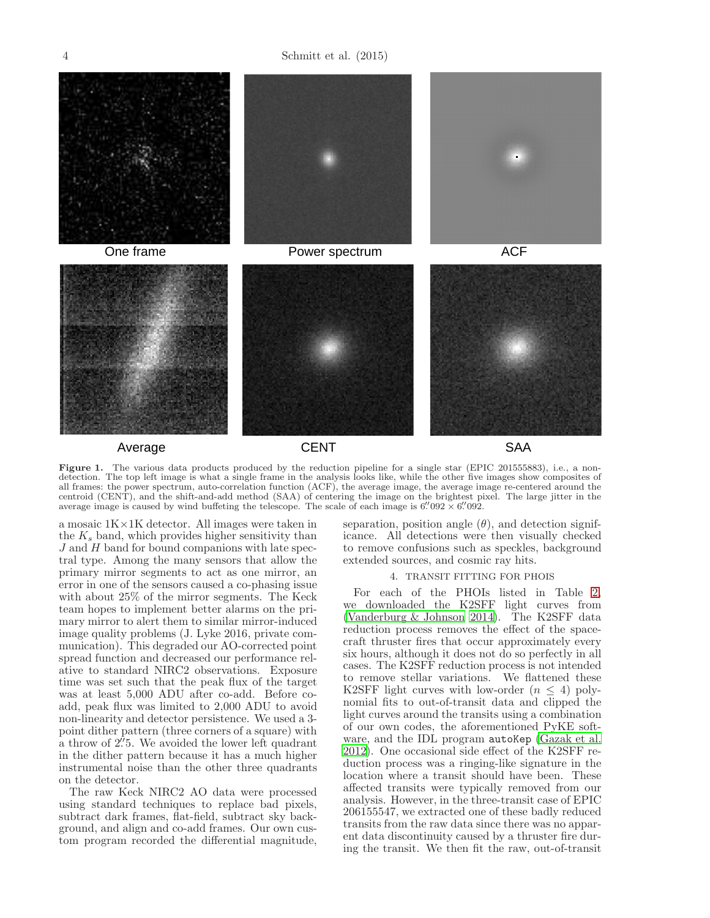One frame | Power spectrum | ACF

Average | CENT | SAA

**Figure 1.** The various data products produced by the reduction pipeline for a single star (EPIC 201555883), i.e., a non-detection. The top left image is what a single frame in the analysis looks like, while the other five images show composites of all frames: the power spectrum, auto-correlation function (ACF), the average image, the average image re-centered around the centroid (CENT), and the shift-and-add method (SAA) of centering the image on the brightest pixel. The large jitter in the average image is caused by wind buffeting the telescope. The scale of each image is 6.″092 × 6.″092.

a mosaic 1K×1K detector. All images were taken in the $K_s$ band, which provides higher sensitivity than $J$ and $H$ band for bound companions with late spectral type. Among the many sensors that allow the primary mirror segments to act as one mirror, an error in one of the sensors caused a co-phasing issue with about 25% of the mirror segments. The Keck team hopes to implement better alarms on the primary mirror to alert them to similar mirror-induced image quality problems (J. Lyke 2016, private communication). This degraded our AO-corrected point spread function and decreased our performance relative to standard NIRC2 observations. Exposure time was set such that the peak flux of the target was at least 5,000 ADU after co-add. Before co-add, peak flux was limited to 2,000 ADU to avoid non-linearity and detector persistence. We used a 3-point dither pattern (three corners of a square) with a throw of 2.″5. We avoided the lower left quadrant in the dither pattern because it has a much higher instrumental noise than the other three quadrants on the detector.

The raw Keck NIRC2 AO data were processed using standard techniques to replace bad pixels, subtract dark frames, flat-field, subtract sky background, and align and co-add frames. Our own custom program recorded the differential magnitude, separation, position angle ($\theta$), and detection significance. All detections were then visually checked to remove confusions such as speckles, background extended sources, and cosmic ray hits.

## 4. TRANSIT FITTING FOR PHOIS

For each of the PHOIs listed in Table 2, we downloaded the K2SFF light curves from (Vanderburg & Johnson 2014). The K2SFF data reduction process removes the effect of the spacecraft thruster fires that occur approximately every six hours, although it does not do so perfectly in all cases. The K2SFF reduction process is not intended to remove stellar variations. We flattened these K2SFF light curves with low-order ($n \leq 4$) polynomial fits to out-of-transit data and clipped the light curves around the transits using a combination of our own codes, the aforementioned PyKE software, and the IDL program `autoKep` (Gazak et al. 2012). One occasional side effect of the K2SFF reduction process was a ringing-like signature in the location where a transit should have been. These affected transits were typically removed from our analysis. However, in the three-transit case of EPIC 206155547, we extracted one of these badly reduced transits from the raw data since there was no apparent data discontinuity caused by a thruster fire during the transit. We then fit the raw, out-of-transit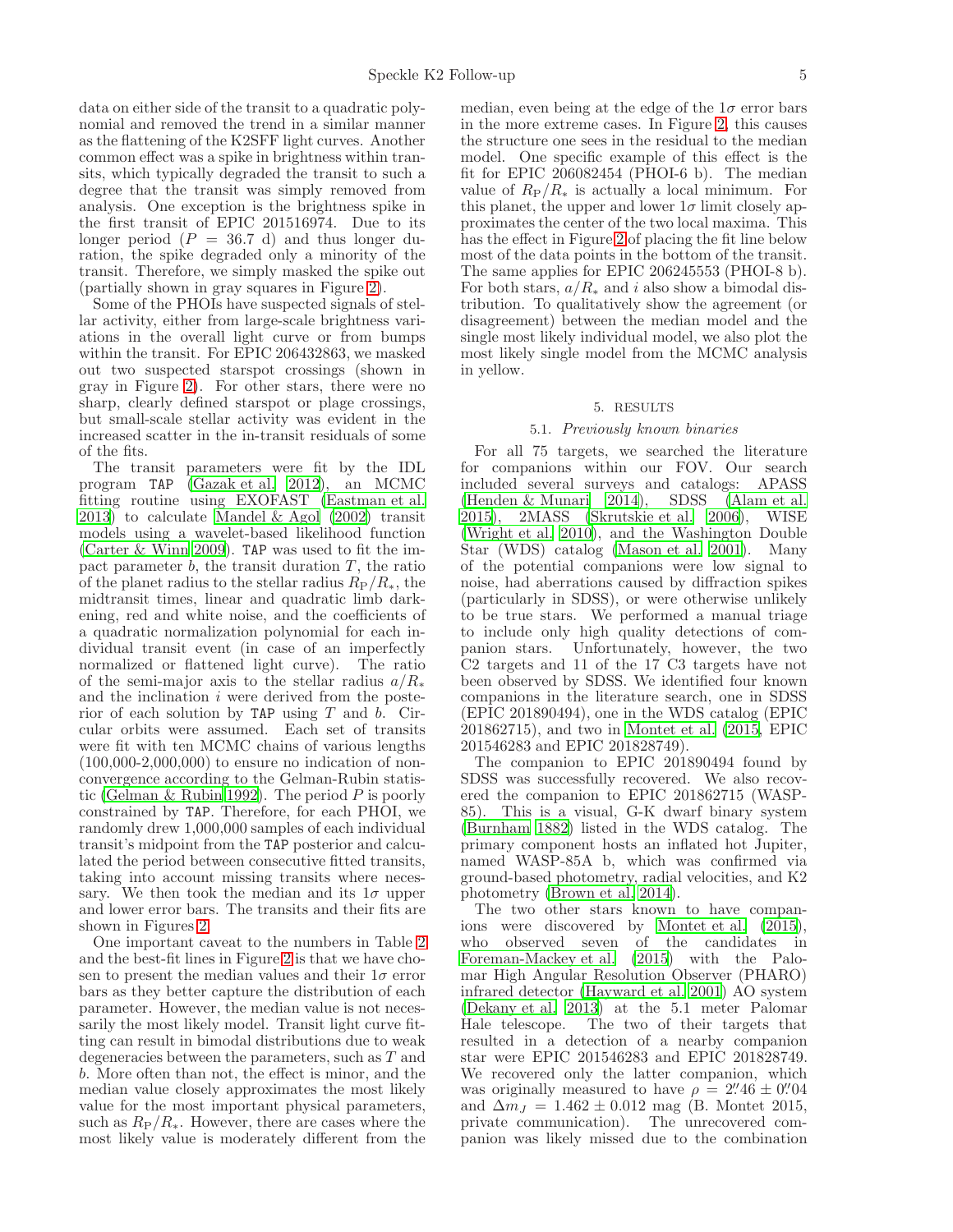data on either side of the transit to a quadratic polynomial and removed the trend in a similar manner as the flattening of the K2SFF light curves. Another common effect was a spike in brightness within transits, which typically degraded the transit to such a degree that the transit was simply removed from analysis. One exception is the brightness spike in the first transit of EPIC 201516974. Due to its longer period ($P$ = 36.7 d) and thus longer duration, the spike degraded only a minority of the transit. Therefore, we simply masked the spike out (partially shown in gray squares in Figure 2).

Some of the PHOIs have suspected signals of stellar activity, either from large-scale brightness variations in the overall light curve or from bumps within the transit. For EPIC 206432863, we masked out two suspected starspot crossings (shown in gray in Figure 2). For other stars, there were no sharp, clearly defined starspot or plage crossings, but small-scale stellar activity was evident in the increased scatter in the in-transit residuals of some of the fits.

The transit parameters were fit by the IDL program `TAP` (Gazak et al. 2012), an MCMC fitting routine using EXOFAST (Eastman et al. 2013) to calculate Mandel & Agol (2002) transit models using a wavelet-based likelihood function (Carter & Winn 2009). `TAP` was used to fit the impact parameter $b$, the transit duration $T$, the ratio of the planet radius to the stellar radius $R_{\rm P}/R_*$, the midtransit times, linear and quadratic limb darkening, red and white noise, and the coefficients of a quadratic normalization polynomial for each individual transit event (in case of an imperfectly normalized or flattened light curve). The ratio of the semi-major axis to the stellar radius $a/R_*$ and the inclination $i$ were derived from the posterior of each solution by `TAP` using $T$ and $b$. Circular orbits were assumed. Each set of transits were fit with ten MCMC chains of various lengths (100,000-2,000,000) to ensure no indication of nonconvergence according to the Gelman-Rubin statistic (Gelman & Rubin 1992). The period $P$ is poorly constrained by `TAP`. Therefore, for each PHOI, we randomly drew 1,000,000 samples of each individual transit's midpoint from the `TAP` posterior and calculated the period between consecutive fitted transits, taking into account missing transits where necessary. We then took the median and its $1\sigma$ upper and lower error bars. The transits and their fits are shown in Figures 2.

One important caveat to the numbers in Table 2 and the best-fit lines in Figure 2 is that we have chosen to present the median values and their $1\sigma$ error bars as they better capture the distribution of each parameter. However, the median value is not necessarily the most likely model. Transit light curve fitting can result in bimodal distributions due to weak degeneracies between the parameters, such as $T$ and $b$. More often than not, the effect is minor, and the median value closely approximates the most likely value for the most important physical parameters, such as $R_{\rm P}/R_*$. However, there are cases where the most likely value is moderately different from the median, even being at the edge of the $1\sigma$ error bars in the more extreme cases. In Figure 2, this causes the structure one sees in the residual to the median model. One specific example of this effect is the fit for EPIC 206082454 (PHOI-6 b). The median value of $R_{\rm P}/R_*$ is actually a local minimum. For this planet, the upper and lower $1\sigma$ limit closely approximates the center of the two local maxima. This has the effect in Figure 2 of placing the fit line below most of the data points in the bottom of the transit. The same applies for EPIC 206245553 (PHOI-8 b). For both stars, $a/R_*$ and $i$ also show a bimodal distribution. To qualitatively show the agreement (or disagreement) between the median model and the single most likely individual model, we also plot the most likely single model from the MCMC analysis in yellow.

## 5. RESULTS

### 5.1. *Previously known binaries*

For all 75 targets, we searched the literature for companions within our FOV. Our search included several surveys and catalogs: APASS (Henden & Munari 2014), SDSS (Alam et al. 2015), 2MASS (Skrutskie et al. 2006), WISE (Wright et al. 2010), and the Washington Double Star (WDS) catalog (Mason et al. 2001). Many of the potential companions were low signal to noise, had aberrations caused by diffraction spikes (particularly in SDSS), or were otherwise unlikely to be true stars. We performed a manual triage to include only high quality detections of companion stars. Unfortunately, however, the two C2 targets and 11 of the 17 C3 targets have not been observed by SDSS. We identified four known companions in the literature search, one in SDSS (EPIC 201890494), one in the WDS catalog (EPIC 201862715), and two in Montet et al. (2015, EPIC 201546283 and EPIC 201828749).

The companion to EPIC 201890494 found by SDSS was successfully recovered. We also recovered the companion to EPIC 201862715 (WASP-85). This is a visual, G-K dwarf binary system (Burnham 1882) listed in the WDS catalog. The primary component hosts an inflated hot Jupiter, named WASP-85A b, which was confirmed via ground-based photometry, radial velocities, and K2 photometry (Brown et al. 2014).

The two other stars known to have companions were discovered by Montet et al. (2015), who observed seven of the candidates in Foreman-Mackey et al. (2015) with the Palomar High Angular Resolution Observer (PHARO) infrared detector (Hayward et al. 2001) AO system (Dekany et al. 2013) at the 5.1 meter Palomar Hale telescope. The two of their targets that resulted in a detection of a nearby companion star were EPIC 201546283 and EPIC 201828749. We recovered only the latter companion, which was originally measured to have $\rho = 2\farcs46 \pm 0\farcs04$ and $\Delta m_J = 1.462 \pm 0.012$ mag (B. Montet 2015, private communication). The unrecovered companion was likely missed due to the combination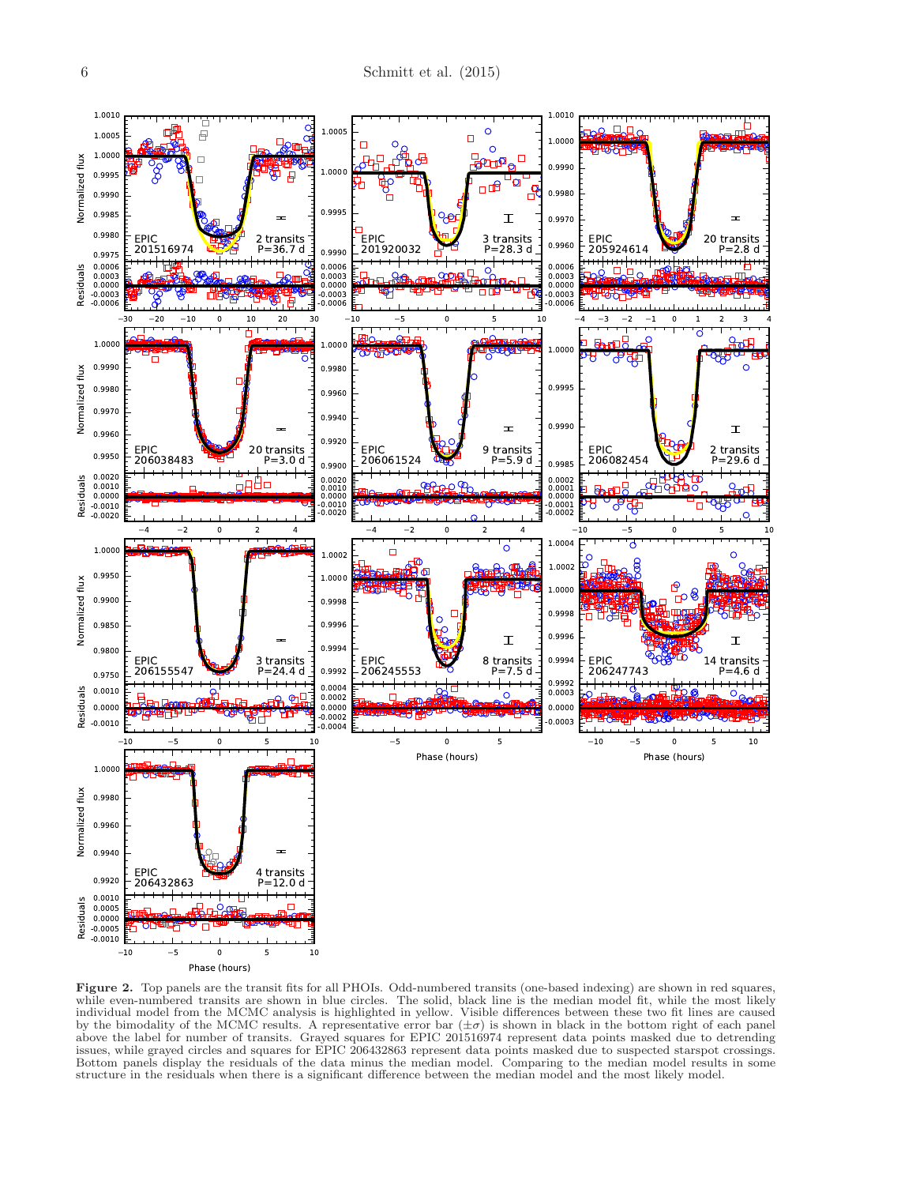**Figure 2.** Top panels are the transit fits for all PHOIs. Odd-numbered transits (one-based indexing) are shown in red squares, while even-numbered transits are shown in blue circles. The solid, black line is the median model fit, while the most likely individual model from the MCMC analysis is highlighted in yellow. Visible differences between these two fit lines are caused by the bimodality of the MCMC results. A representative error bar ($\pm\sigma$) is shown in black in the bottom right of each panel above the label for number of transits. Grayed squares for EPIC 201516974 represent data points masked due to detrending issues, while grayed circles and squares for EPIC 206432863 represent data points masked due to suspected starspot crossings. Bottom panels display the residuals of the data minus the median model. Comparing to the median model results in some structure in the residuals when there is a significant difference between the median model and the most likely model.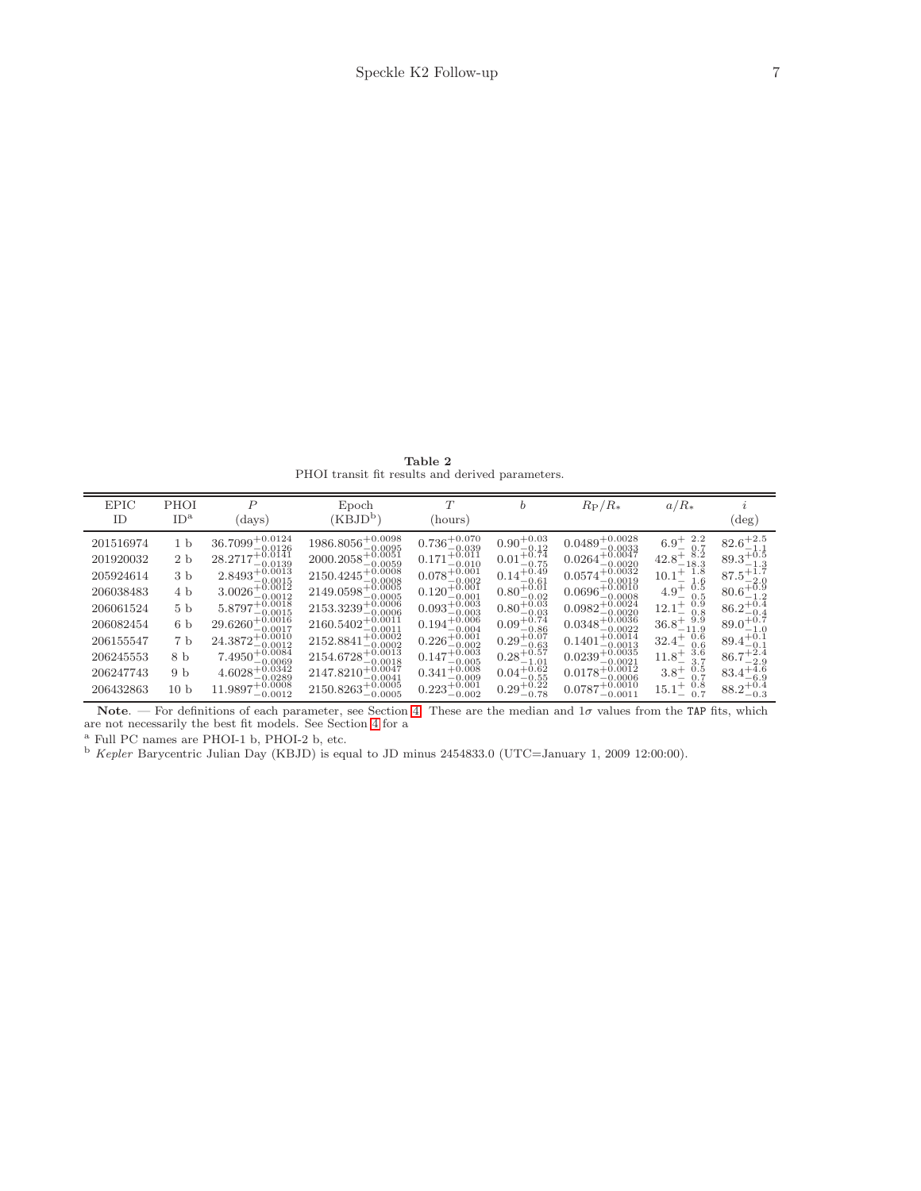**Table 2**
PHOI transit fit results and derived parameters.

| EPIC ID | PHOI ID[a] | $P$ (days) | Epoch (KBJD[b]) | $T$ (hours) | $b$ | $R_P/R_*$ | $a/R_*$ | $i$ (deg) |
|---|---|---|---|---|---|---|---|---|
| 201516974 | 1 b | $36.7099^{+0.0124}_{-0.0126}$ | $1986.8056^{+0.0098}_{-0.0095}$ | $0.736^{+0.070}_{-0.039}$ | $0.90^{+0.03}_{-0.12}$ | $0.0489^{+0.0028}_{-0.0033}$ | $6.9^{+\ 2.2}_{-\ 0.7}$ | $82.6^{+2.5}_{-1.1}$ |
| 201920032 | 2 b | $28.2717^{+0.0141}_{-0.0139}$ | $2000.2058^{+0.0051}_{-0.0059}$ | $0.171^{+0.011}_{-0.010}$ | $0.01^{+0.74}_{-0.75}$ | $0.0264^{+0.0047}_{-0.0020}$ | $42.8^{+\ 8.2}_{-18.3}$ | $89.3^{+0.5}_{-1.3}$ |
| 205924614 | 3 b | $2.8493^{+0.0013}_{-0.0015}$ | $2150.4245^{+0.0008}_{-0.0008}$ | $0.078^{+0.001}_{-0.002}$ | $0.14^{+0.49}_{-0.61}$ | $0.0574^{+0.0032}_{-0.0019}$ | $10.1^{+\ 1.8}_{-\ 1.6}$ | $87.5^{+1.7}_{-2.0}$ |
| 206038483 | 4 b | $3.0026^{+0.0012}_{-0.0012}$ | $2149.0598^{+0.0005}_{-0.0005}$ | $0.120^{+0.001}_{-0.001}$ | $0.80^{+0.01}_{-0.02}$ | $0.0696^{+0.0010}_{-0.0008}$ | $4.9^{+\ 0.5}_{-\ 0.5}$ | $80.6^{+0.9}_{-1.2}$ |
| 206061524 | 5 b | $5.8797^{+0.0018}_{-0.0015}$ | $2153.3239^{+0.0006}_{-0.0006}$ | $0.093^{+0.003}_{-0.003}$ | $0.80^{+0.03}_{-0.03}$ | $0.0982^{+0.0024}_{-0.0020}$ | $12.1^{+\ 0.9}_{-\ 0.8}$ | $86.2^{+0.4}_{-0.4}$ |
| 206082454 | 6 b | $29.6260^{+0.0016}_{-0.0017}$ | $2160.5402^{+0.0011}_{-0.0011}$ | $0.194^{+0.006}_{-0.004}$ | $0.09^{+0.74}_{-0.86}$ | $0.0348^{+0.0036}_{-0.0022}$ | $36.8^{+\ 9.9}_{-11.9}$ | $89.0^{+0.7}_{-1.0}$ |
| 206155547 | 7 b | $24.3872^{+0.0010}_{-0.0012}$ | $2152.8841^{+0.0002}_{-0.0002}$ | $0.226^{+0.001}_{-0.002}$ | $0.29^{+0.07}_{-0.63}$ | $0.1401^{+0.0014}_{-0.0013}$ | $32.4^{+\ 0.6}_{-\ 0.6}$ | $89.4^{+0.1}_{-0.1}$ |
| 206245553 | 8 b | $7.4950^{+0.0084}_{-0.0069}$ | $2154.6728^{+0.0013}_{-0.0018}$ | $0.147^{+0.003}_{-0.005}$ | $0.28^{+0.57}_{-1.01}$ | $0.0239^{+0.0035}_{-0.0021}$ | $11.8^{+\ 3.6}_{-\ 3.7}$ | $86.7^{+2.4}_{-2.9}$ |
| 206247743 | 9 b | $4.6028^{+0.0342}_{-0.0289}$ | $2147.8210^{+0.0047}_{-0.0041}$ | $0.341^{+0.008}_{-0.009}$ | $0.04^{+0.62}_{-0.55}$ | $0.0178^{+0.0012}_{-0.0006}$ | $3.8^{+\ 0.5}_{-\ 0.7}$ | $83.4^{+4.6}_{-6.9}$ |
| 206432863 | 10 b | $11.9897^{+0.0008}_{-0.0012}$ | $2150.8263^{+0.0005}_{-0.0005}$ | $0.223^{+0.001}_{-0.002}$ | $0.29^{+0.22}_{-0.78}$ | $0.0787^{+0.0010}_{-0.0011}$ | $15.1^{+\ 0.8}_{-\ 0.7}$ | $88.2^{+0.4}_{-0.3}$ |

**Note**. — For definitions of each parameter, see Section 4. These are the median and $1\sigma$ values from the `TAP` fits, which are not necessarily the best fit models. See Section 4 for a

[a] Full PC names are PHOI-1 b, PHOI-2 b, etc.

[b] *Kepler* Barycentric Julian Day (KBJD) is equal to JD minus 2454833.0 (UTC=January 1, 2009 12:00:00).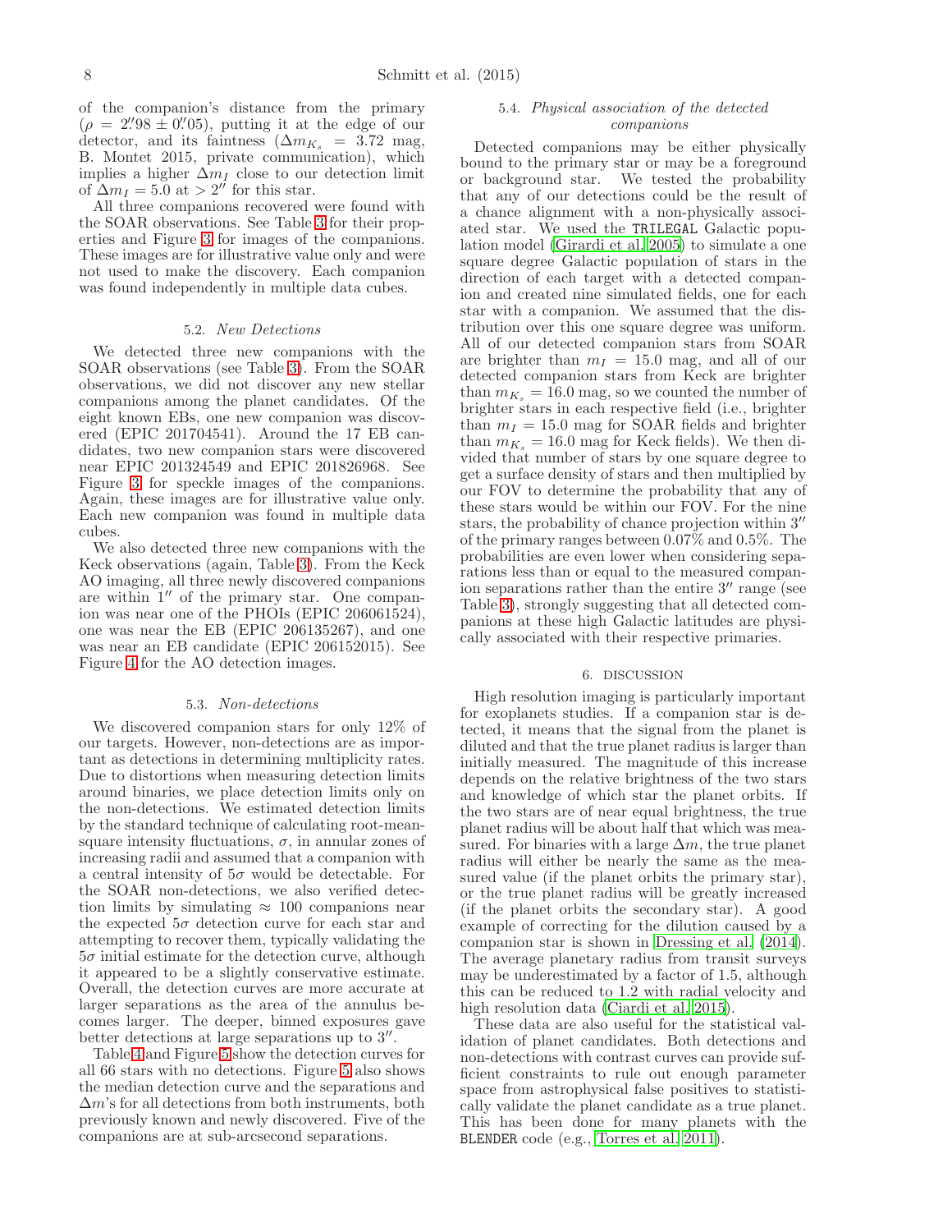of the companion's distance from the primary ($\rho = 2.''98 \pm 0.''05$), putting it at the edge of our detector, and its faintness ($\Delta m_{K_s} = 3.72$ mag, B. Montet 2015, private communication), which implies a higher $\Delta m_I$ close to our detection limit of $\Delta m_I = 5.0$ at $> 2''$ for this star.

All three companions recovered were found with the SOAR observations. See Table 3 for their properties and Figure 3 for images of the companions. These images are for illustrative value only and were not used to make the discovery. Each companion was found independently in multiple data cubes.

### 5.2. *New Detections*

We detected three new companions with the SOAR observations (see Table 3). From the SOAR observations, we did not discover any new stellar companions among the planet candidates. Of the eight known EBs, one new companion was discovered (EPIC 201704541). Around the 17 EB candidates, two new companion stars were discovered near EPIC 201324549 and EPIC 201826968. See Figure 3 for speckle images of the companions. Again, these images are for illustrative value only. Each new companion was found in multiple data cubes.

We also detected three new companions with the Keck observations (again, Table 3). From the Keck AO imaging, all three newly discovered companions are within $1''$ of the primary star. One companion was near one of the PHOIs (EPIC 206061524), one was near the EB (EPIC 206135267), and one was near an EB candidate (EPIC 206152015). See Figure 4 for the AO detection images.

### 5.3. *Non-detections*

We discovered companion stars for only 12% of our targets. However, non-detections are as important as detections in determining multiplicity rates. Due to distortions when measuring detection limits around binaries, we place detection limits only on the non-detections. We estimated detection limits by the standard technique of calculating root-mean-square intensity fluctuations, $\sigma$, in annular zones of increasing radii and assumed that a companion with a central intensity of $5\sigma$ would be detectable. For the SOAR non-detections, we also verified detection limits by simulating $\approx 100$ companions near the expected $5\sigma$ detection curve for each star and attempting to recover them, typically validating the $5\sigma$ initial estimate for the detection curve, although it appeared to be a slightly conservative estimate. Overall, the detection curves are more accurate at larger separations as the area of the annulus becomes larger. The deeper, binned exposures gave better detections at large separations up to $3''$.

Table 4 and Figure 5 show the detection curves for all 66 stars with no detections. Figure 5 also shows the median detection curve and the separations and $\Delta m$'s for all detections from both instruments, both previously known and newly discovered. Five of the companions are at sub-arcsecond separations.

### 5.4. *Physical association of the detected companions*

Detected companions may be either physically bound to the primary star or may be a foreground or background star. We tested the probability that any of our detections could be the result of a chance alignment with a non-physically associated star. We used the TRILEGAL Galactic population model (Girardi et al. 2005) to simulate a one square degree Galactic population of stars in the direction of each target with a detected companion and created nine simulated fields, one for each star with a companion. We assumed that the distribution over this one square degree was uniform. All of our detected companion stars from SOAR are brighter than $m_I = 15.0$ mag, and all of our detected companion stars from Keck are brighter than $m_{K_s} = 16.0$ mag, so we counted the number of brighter stars in each respective field (i.e., brighter than $m_I = 15.0$ mag for SOAR fields and brighter than $m_{K_s} = 16.0$ mag for Keck fields). We then divided that number of stars by one square degree to get a surface density of stars and then multiplied by our FOV to determine the probability that any of these stars would be within our FOV. For the nine stars, the probability of chance projection within $3''$ of the primary ranges between 0.07% and 0.5%. The probabilities are even lower when considering separations less than or equal to the measured companion separations rather than the entire $3''$ range (see Table 3), strongly suggesting that all detected companions at these high Galactic latitudes are physically associated with their respective primaries.

## 6. DISCUSSION

High resolution imaging is particularly important for exoplanets studies. If a companion star is detected, it means that the signal from the planet is diluted and that the true planet radius is larger than initially measured. The magnitude of this increase depends on the relative brightness of the two stars and knowledge of which star the planet orbits. If the two stars are of near equal brightness, the true planet radius will be about half that which was measured. For binaries with a large $\Delta m$, the true planet radius will either be nearly the same as the measured value (if the planet orbits the primary star), or the true planet radius will be greatly increased (if the planet orbits the secondary star). A good example of correcting for the dilution caused by a companion star is shown in Dressing et al. (2014). The average planetary radius from transit surveys may be underestimated by a factor of 1.5, although this can be reduced to 1.2 with radial velocity and high resolution data (Ciardi et al. 2015).

These data are also useful for the statistical validation of planet candidates. Both detections and non-detections with contrast curves can provide sufficient constraints to rule out enough parameter space from astrophysical false positives to statistically validate the planet candidate as a true planet. This has been done for many planets with the BLENDER code (e.g., Torres et al. 2011).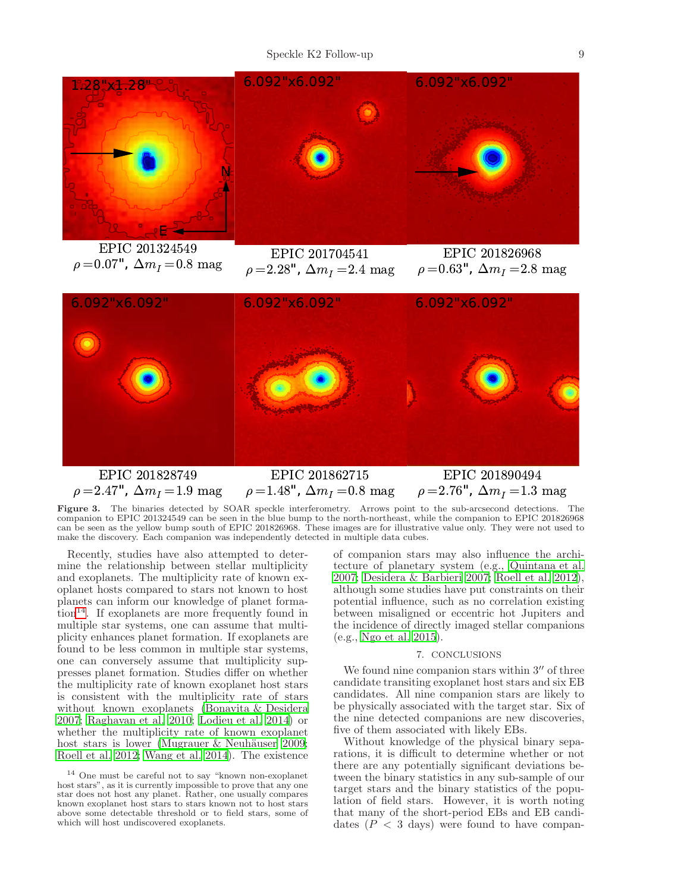EPIC 201324549
$\rho = 0.07"$, $\Delta m_I = 0.8$ mag

EPIC 201704541
$\rho = 2.28"$, $\Delta m_I = 2.4$ mag

EPIC 201826968
$\rho = 0.63"$, $\Delta m_I = 2.8$ mag

EPIC 201828749
$\rho = 2.47"$, $\Delta m_I = 1.9$ mag

EPIC 201862715
$\rho = 1.48"$, $\Delta m_I = 0.8$ mag

EPIC 201890494
$\rho = 2.76"$, $\Delta m_I = 1.3$ mag

**Figure 3.** The binaries detected by SOAR speckle interferometry. Arrows point to the sub-arcsecond detections. The companion to EPIC 201324549 can be seen in the blue bump to the north-northeast, while the companion to EPIC 201826968 can be seen as the yellow bump south of EPIC 201826968. These images are for illustrative value only. They were not used to make the discovery. Each companion was independently detected in multiple data cubes.

Recently, studies have also attempted to determine the relationship between stellar multiplicity and exoplanets. The multiplicity rate of known exoplanet hosts compared to stars not known to host planets can inform our knowledge of planet formation[14]. If exoplanets are more frequently found in multiple star systems, one can assume that multiplicity enhances planet formation. If exoplanets are found to be less common in multiple star systems, one can conversely assume that multiplicity suppresses planet formation. Studies differ on whether the multiplicity rate of known exoplanet host stars is consistent with the multiplicity rate of stars without known exoplanets (Bonavita & Desidera 2007; Raghavan et al. 2010; Lodieu et al. 2014) or whether the multiplicity rate of known exoplanet host stars is lower (Mugrauer & Neuhäuser 2009; Roell et al. 2012; Wang et al. 2014). The existence of companion stars may also influence the architecture of planetary system (e.g., Quintana et al. 2007; Desidera & Barbieri 2007; Roell et al. 2012), although some studies have put constraints on their potential influence, such as no correlation existing between misaligned or eccentric hot Jupiters and the incidence of directly imaged stellar companions (e.g., Ngo et al. 2015).

[14] One must be careful not to say "known non-exoplanet host stars", as it is currently impossible to prove that any one star does not host any planet. Rather, one usually compares known exoplanet host stars to stars known not to host stars above some detectable threshold or to field stars, some of which will host undiscovered exoplanets.

## 7. CONCLUSIONS

We found nine companion stars within $3''$ of three candidate transiting exoplanet host stars and six EB candidates. All nine companion stars are likely to be physically associated with the target star. Six of the nine detected companions are new discoveries, five of them associated with likely EBs.

Without knowledge of the physical binary separations, it is difficult to determine whether or not there are any potentially significant deviations between the binary statistics in any sub-sample of our target stars and the binary statistics of the population of field stars. However, it is worth noting that many of the short-period EBs and EB candidates ($P < 3$ days) were found to have compan-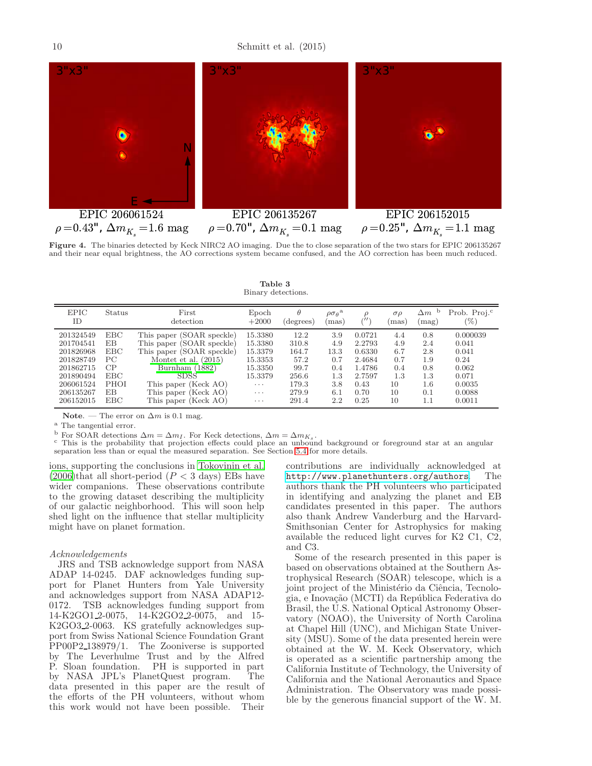EPIC 206061524 $\rho = 0.43''$, $\Delta m_{K_s} = 1.6$ mag

EPIC 206135267 $\rho = 0.70''$, $\Delta m_{K_s} = 0.1$ mag

EPIC 206152015 $\rho = 0.25''$, $\Delta m_{K_s} = 1.1$ mag

**Figure 4.** The binaries detected by Keck NIRC2 AO imaging. Due the to close separation of the two stars for EPIC 206135267 and their near equal brightness, the AO corrections system became confused, and the AO correction has been much reduced.

**Table 3**
Binary detections.

| EPIC ID | Status | First detection | Epoch +2000 | $\theta$ (degrees) | $\rho\sigma_\theta$[a] (mas) | $\rho$ ($''$) | $\sigma\rho$ (mas) | $\Delta m$ [b] (mag) | Prob. Proj.[c] (%) |
|---|---|---|---|---|---|---|---|---|---|
| 201324549 | EBC | This paper (SOAR speckle) | 15.3380 | 12.2 | 3.9 | 0.0721 | 4.4 | 0.8 | 0.000039 |
| 201704541 | EB | This paper (SOAR speckle) | 15.3380 | 310.8 | 4.9 | 2.2793 | 4.9 | 2.4 | 0.041 |
| 201826968 | EBC | This paper (SOAR speckle) | 15.3379 | 164.7 | 13.3 | 0.6330 | 6.7 | 2.8 | 0.041 |
| 201828749 | PC | Montet et al. (2015) | 15.3353 | 57.2 | 0.7 | 2.4684 | 0.7 | 1.9 | 0.24 |
| 201862715 | CP | Burnham (1882) | 15.3350 | 99.7 | 0.4 | 1.4786 | 0.4 | 0.8 | 0.062 |
| 201890494 | EBC | SDSS | 15.3379 | 256.6 | 1.3 | 2.7597 | 1.3 | 1.3 | 0.071 |
| 206061524 | PHOI | This paper (Keck AO) | ··· | 179.3 | 3.8 | 0.43 | 10 | 1.6 | 0.0035 |
| 206135267 | EB | This paper (Keck AO) | ··· | 279.9 | 6.1 | 0.70 | 10 | 0.1 | 0.0088 |
| 206152015 | EBC | This paper (Keck AO) | ··· | 291.4 | 2.2 | 0.25 | 10 | 1.1 | 0.0011 |

**Note**. — The error on $\Delta m$ is 0.1 mag.

[a] The tangential error.

[b] For SOAR detections $\Delta m = \Delta m_I$. For Keck detections, $\Delta m = \Delta m_{K_s}$.

[c] This is the probability that projection effects could place an unbound background or foreground star at an angular separation less than or equal the measured separation. See Section 5.4 for more details.

ions, supporting the conclusions in Tokovinin et al. (2006)that all short-period ($P < 3$ days) EBs have wider companions. These observations contribute to the growing dataset describing the multiplicity of our galactic neighborhood. This will soon help shed light on the influence that stellar multiplicity might have on planet formation.

*Acknowledgements*

JRS and TSB acknowledge support from NASA ADAP 14-0245. DAF acknowledges funding support for Planet Hunters from Yale University and acknowledges support from NASA ADAP12-0172. TSB acknowledges funding support from 14-K2GO1_2-0075, 14-K2GO2_2-0075, and 15-K2GO3_2-0063. KS gratefully acknowledges support from Swiss National Science Foundation Grant PP00P2_138979/1. The Zooniverse is supported by The Leverhulme Trust and by the Alfred P. Sloan foundation. PH is supported in part by NASA JPL's PlanetQuest program. The data presented in this paper are the result of the efforts of the PH volunteers, without whom this work would not have been possible. Their contributions are individually acknowledged at `http://www.planethunters.org/authors`. The authors thank the PH volunteers who participated in identifying and analyzing the planet and EB candidates presented in this paper. The authors also thank Andrew Vanderburg and the Harvard-Smithsonian Center for Astrophysics for making available the reduced light curves for K2 C1, C2, and C3.

Some of the research presented in this paper is based on observations obtained at the Southern Astrophysical Research (SOAR) telescope, which is a joint project of the Ministério da Ciência, Tecnologia, e Inovação (MCTI) da República Federativa do Brasil, the U.S. National Optical Astronomy Observatory (NOAO), the University of North Carolina at Chapel Hill (UNC), and Michigan State University (MSU). Some of the data presented herein were obtained at the W. M. Keck Observatory, which is operated as a scientific partnership among the California Institute of Technology, the University of California and the National Aeronautics and Space Administration. The Observatory was made possible by the generous financial support of the W. M.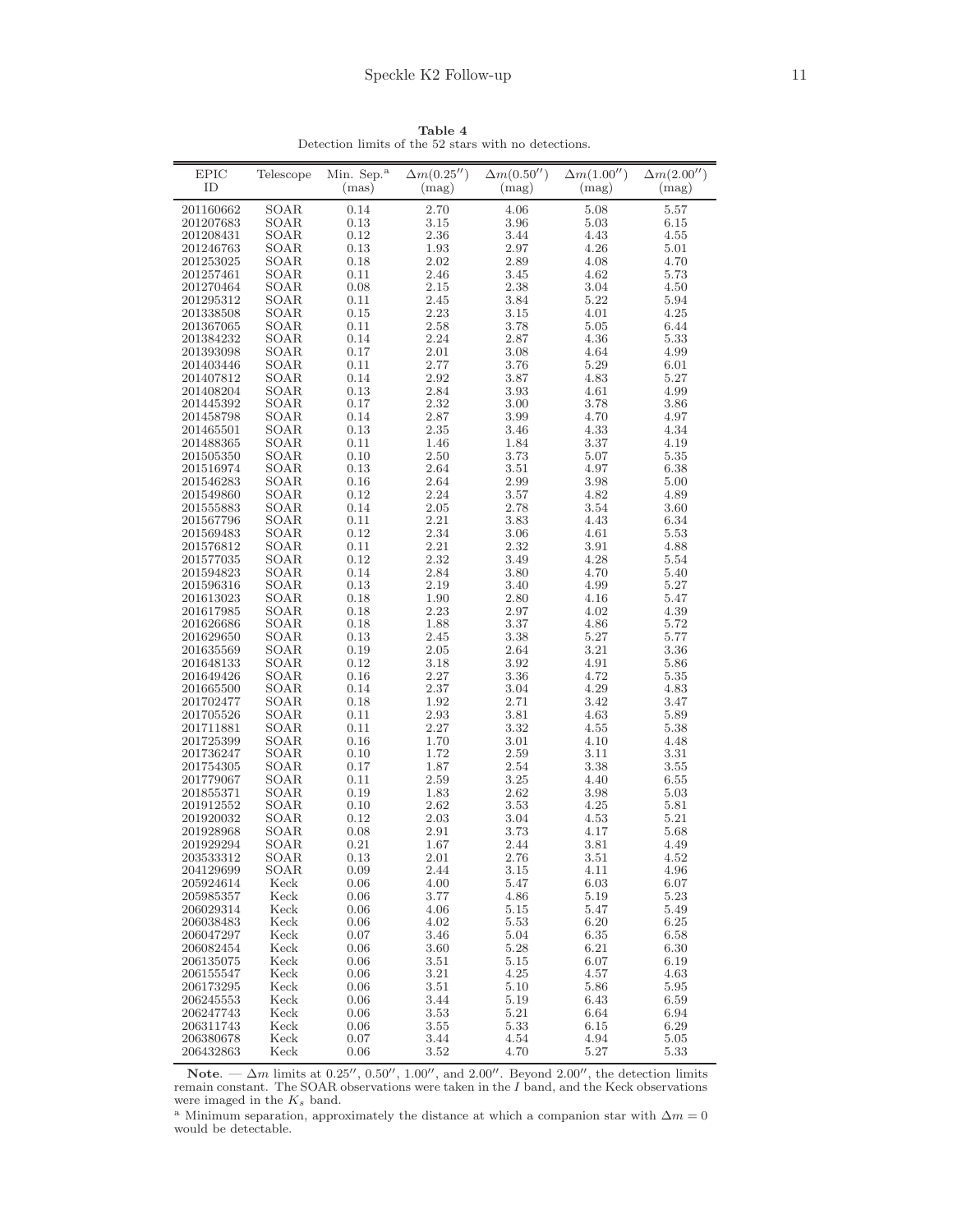**Table 4**
Detection limits of the 52 stars with no detections.

| EPIC ID | Telescope | Min. Sep.[a] (mas) | $\Delta m(0.25'')$ (mag) | $\Delta m(0.50'')$ (mag) | $\Delta m(1.00'')$ (mag) | $\Delta m(2.00'')$ (mag) |
|---|---|---|---|---|---|---|
| 201160662 | SOAR | 0.14 | 2.70 | 4.06 | 5.08 | 5.57 |
| 201207683 | SOAR | 0.13 | 3.15 | 3.96 | 5.03 | 6.15 |
| 201208431 | SOAR | 0.12 | 2.36 | 3.44 | 4.43 | 4.55 |
| 201246763 | SOAR | 0.13 | 1.93 | 2.97 | 4.26 | 5.01 |
| 201253025 | SOAR | 0.18 | 2.02 | 2.89 | 4.08 | 4.70 |
| 201257461 | SOAR | 0.11 | 2.46 | 3.45 | 4.62 | 5.73 |
| 201270464 | SOAR | 0.08 | 2.15 | 2.38 | 3.04 | 4.50 |
| 201295312 | SOAR | 0.11 | 2.45 | 3.84 | 5.22 | 5.94 |
| 201338508 | SOAR | 0.15 | 2.23 | 3.15 | 4.01 | 4.25 |
| 201367065 | SOAR | 0.11 | 2.58 | 3.78 | 5.05 | 6.44 |
| 201384232 | SOAR | 0.14 | 2.24 | 2.87 | 4.36 | 5.33 |
| 201393098 | SOAR | 0.17 | 2.01 | 3.08 | 4.64 | 4.99 |
| 201403446 | SOAR | 0.11 | 2.77 | 3.76 | 5.29 | 6.01 |
| 201407812 | SOAR | 0.14 | 2.92 | 3.87 | 4.83 | 5.27 |
| 201408204 | SOAR | 0.13 | 2.84 | 3.93 | 4.61 | 4.99 |
| 201445392 | SOAR | 0.17 | 2.32 | 3.00 | 3.78 | 3.86 |
| 201458798 | SOAR | 0.14 | 2.87 | 3.99 | 4.70 | 4.97 |
| 201465501 | SOAR | 0.13 | 2.35 | 3.46 | 4.33 | 4.34 |
| 201488365 | SOAR | 0.11 | 1.46 | 1.84 | 3.37 | 4.19 |
| 201505350 | SOAR | 0.10 | 2.50 | 3.73 | 5.07 | 5.35 |
| 201516974 | SOAR | 0.13 | 2.64 | 3.51 | 4.97 | 6.38 |
| 201546283 | SOAR | 0.16 | 2.64 | 2.99 | 3.98 | 5.00 |
| 201549860 | SOAR | 0.12 | 2.24 | 3.57 | 4.82 | 4.89 |
| 201555883 | SOAR | 0.14 | 2.05 | 2.78 | 3.54 | 3.60 |
| 201567796 | SOAR | 0.11 | 2.21 | 3.83 | 4.43 | 6.34 |
| 201569483 | SOAR | 0.12 | 2.34 | 3.06 | 4.61 | 5.53 |
| 201576812 | SOAR | 0.11 | 2.21 | 2.32 | 3.91 | 4.88 |
| 201577035 | SOAR | 0.12 | 2.32 | 3.49 | 4.28 | 5.54 |
| 201594823 | SOAR | 0.14 | 2.84 | 3.80 | 4.70 | 5.40 |
| 201596316 | SOAR | 0.13 | 2.19 | 3.40 | 4.99 | 5.27 |
| 201613023 | SOAR | 0.18 | 1.90 | 2.80 | 4.16 | 5.47 |
| 201617985 | SOAR | 0.18 | 2.23 | 2.97 | 4.02 | 4.39 |
| 201626686 | SOAR | 0.18 | 1.88 | 3.37 | 4.86 | 5.72 |
| 201629650 | SOAR | 0.13 | 2.45 | 3.38 | 5.27 | 5.77 |
| 201635569 | SOAR | 0.19 | 2.05 | 2.64 | 3.21 | 3.36 |
| 201648133 | SOAR | 0.12 | 3.18 | 3.92 | 4.91 | 5.86 |
| 201649426 | SOAR | 0.16 | 2.27 | 3.36 | 4.72 | 5.35 |
| 201665500 | SOAR | 0.14 | 2.37 | 3.04 | 4.29 | 4.83 |
| 201702477 | SOAR | 0.18 | 1.92 | 2.71 | 3.42 | 3.47 |
| 201705526 | SOAR | 0.11 | 2.93 | 3.81 | 4.63 | 5.89 |
| 201711881 | SOAR | 0.11 | 2.27 | 3.32 | 4.55 | 5.38 |
| 201725399 | SOAR | 0.16 | 1.70 | 3.01 | 4.10 | 4.48 |
| 201736247 | SOAR | 0.10 | 1.72 | 2.59 | 3.11 | 3.31 |
| 201754305 | SOAR | 0.17 | 1.87 | 2.54 | 3.38 | 3.55 |
| 201779067 | SOAR | 0.11 | 2.59 | 3.25 | 4.40 | 6.55 |
| 201855371 | SOAR | 0.19 | 1.83 | 2.62 | 3.98 | 5.03 |
| 201912552 | SOAR | 0.10 | 2.62 | 3.53 | 4.25 | 5.81 |
| 201920032 | SOAR | 0.12 | 2.03 | 3.04 | 4.53 | 5.21 |
| 201928968 | SOAR | 0.08 | 2.91 | 3.73 | 4.17 | 5.68 |
| 201929294 | SOAR | 0.21 | 1.67 | 2.44 | 3.81 | 4.49 |
| 203533312 | SOAR | 0.13 | 2.01 | 2.76 | 3.51 | 4.52 |
| 204129699 | SOAR | 0.09 | 2.44 | 3.15 | 4.11 | 4.96 |
| 205924614 | Keck | 0.06 | 4.00 | 5.47 | 6.03 | 6.07 |
| 205985357 | Keck | 0.06 | 3.77 | 4.86 | 5.19 | 5.23 |
| 206029314 | Keck | 0.06 | 4.06 | 5.15 | 5.47 | 5.49 |
| 206038483 | Keck | 0.06 | 4.02 | 5.53 | 6.20 | 6.25 |
| 206047297 | Keck | 0.07 | 3.46 | 5.04 | 6.35 | 6.58 |
| 206082454 | Keck | 0.06 | 3.60 | 5.28 | 6.21 | 6.30 |
| 206135075 | Keck | 0.06 | 3.51 | 5.15 | 6.07 | 6.19 |
| 206155547 | Keck | 0.06 | 3.21 | 4.25 | 4.57 | 4.63 |
| 206173295 | Keck | 0.06 | 3.51 | 5.10 | 5.86 | 5.95 |
| 206245553 | Keck | 0.06 | 3.44 | 5.19 | 6.43 | 6.59 |
| 206247743 | Keck | 0.06 | 3.53 | 5.21 | 6.64 | 6.94 |
| 206311743 | Keck | 0.06 | 3.55 | 5.33 | 6.15 | 6.29 |
| 206380678 | Keck | 0.07 | 3.44 | 4.54 | 4.94 | 5.05 |
| 206432863 | Keck | 0.06 | 3.52 | 4.70 | 5.27 | 5.33 |

**Note**. — $\Delta m$ limits at $0.25''$, $0.50''$, $1.00''$, and $2.00''$. Beyond $2.00''$, the detection limits remain constant. The SOAR observations were taken in the $I$ band, and the Keck observations were imaged in the $K_s$ band.

[a] Minimum separation, approximately the distance at which a companion star with $\Delta m = 0$ would be detectable.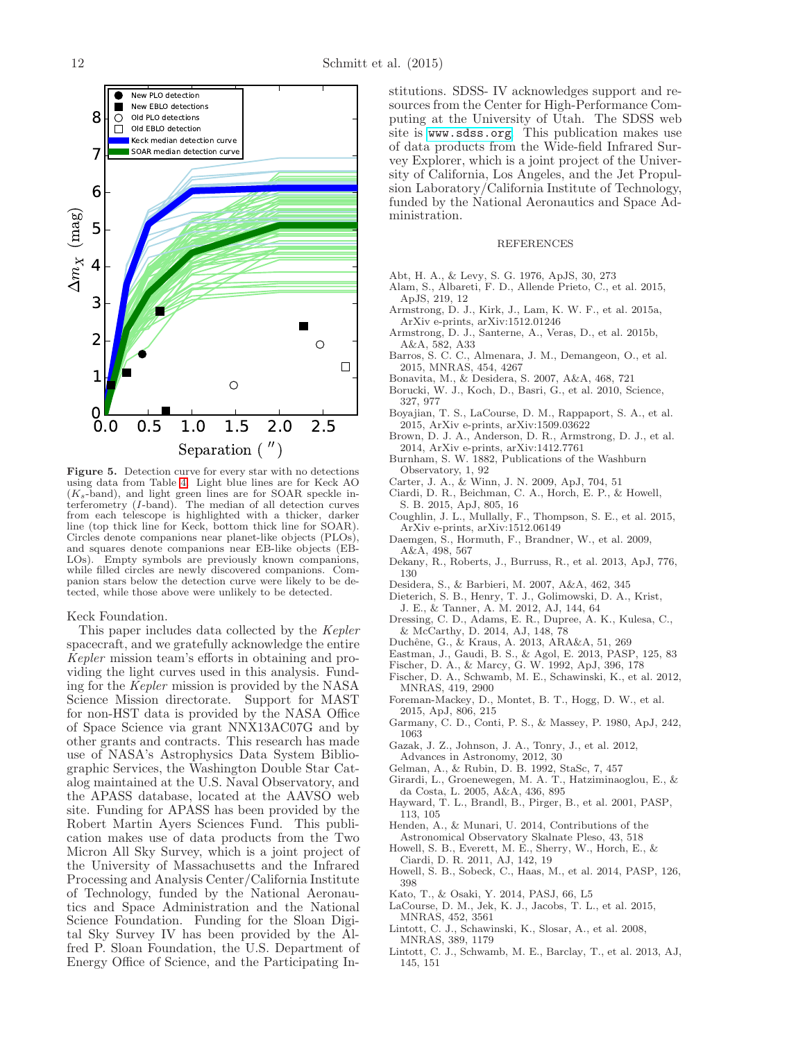Figure 5. Detection curve for every star with no detections using data from Table 4. Light blue lines are for Keck AO ($K_s$-band), and light green lines are for SOAR speckle interferometry ($I$-band). The median of all detection curves from each telescope is highlighted with a thicker, darker line (top thick line for Keck, bottom thick line for SOAR). Circles denote companions near planet-like objects (PLOs), and squares denote companions near EB-like objects (EB-LOs). Empty symbols are previously known companions, while filled circles are newly discovered companions. Companion stars below the detection curve were likely to be detected, while those above were unlikely to be detected.

Keck Foundation.

This paper includes data collected by the *Kepler* spacecraft, and we gratefully acknowledge the entire *Kepler* mission team's efforts in obtaining and providing the light curves used in this analysis. Funding for the *Kepler* mission is provided by the NASA Science Mission directorate. Support for MAST for non-HST data is provided by the NASA Office of Space Science via grant NNX13AC07G and by other grants and contracts. This research has made use of NASA's Astrophysics Data System Bibliographic Services, the Washington Double Star Catalog maintained at the U.S. Naval Observatory, and the APASS database, located at the AAVSO web site. Funding for APASS has been provided by the Robert Martin Ayers Sciences Fund. This publication makes use of data products from the Two Micron All Sky Survey, which is a joint project of the University of Massachusetts and the Infrared Processing and Analysis Center/California Institute of Technology, funded by the National Aeronautics and Space Administration and the National Science Foundation. Funding for the Sloan Digital Sky Survey IV has been provided by the Alfred P. Sloan Foundation, the U.S. Department of Energy Office of Science, and the Participating Institutions. SDSS- IV acknowledges support and resources from the Center for High-Performance Computing at the University of Utah. The SDSS web site is www.sdss.org. This publication makes use of data products from the Wide-field Infrared Survey Explorer, which is a joint project of the University of California, Los Angeles, and the Jet Propulsion Laboratory/California Institute of Technology, funded by the National Aeronautics and Space Administration.

## REFERENCES

Abt, H. A., & Levy, S. G. 1976, ApJS, 30, 273

Alam, S., Albareti, F. D., Allende Prieto, C., et al. 2015, ApJS, 219, 12

Armstrong, D. J., Kirk, J., Lam, K. W. F., et al. 2015a, ArXiv e-prints, arXiv:1512.01246

Armstrong, D. J., Santerne, A., Veras, D., et al. 2015b, A&A, 582, A33

Barros, S. C. C., Almenara, J. M., Demangeon, O., et al. 2015, MNRAS, 454, 4267

Bonavita, M., & Desidera, S. 2007, A&A, 468, 721

Borucki, W. J., Koch, D., Basri, G., et al. 2010, Science, 327, 977

Boyajian, T. S., LaCourse, D. M., Rappaport, S. A., et al. 2015, ArXiv e-prints, arXiv:1509.03622

Brown, D. J. A., Anderson, D. R., Armstrong, D. J., et al. 2014, ArXiv e-prints, arXiv:1412.7761

Burnham, S. W. 1882, Publications of the Washburn Observatory, 1, 92

Carter, J. A., & Winn, J. N. 2009, ApJ, 704, 51

Ciardi, D. R., Beichman, C. A., Horch, E. P., & Howell, S. B. 2015, ApJ, 805, 16

Coughlin, J. L., Mullally, F., Thompson, S. E., et al. 2015, ArXiv e-prints, arXiv:1512.06149

Daemgen, S., Hormuth, F., Brandner, W., et al. 2009, A&A, 498, 567

Dekany, R., Roberts, J., Burruss, R., et al. 2013, ApJ, 776, 130

Desidera, S., & Barbieri, M. 2007, A&A, 462, 345

Dieterich, S. B., Henry, T. J., Golimowski, D. A., Krist, J. E., & Tanner, A. M. 2012, AJ, 144, 64

Dressing, C. D., Adams, E. R., Dupree, A. K., Kulesa, C., & McCarthy, D. 2014, AJ, 148, 78

Duchêne, G., & Kraus, A. 2013, ARA&A, 51, 269

Eastman, J., Gaudi, B. S., & Agol, E. 2013, PASP, 125, 83

Fischer, D. A., & Marcy, G. W. 1992, ApJ, 396, 178

Fischer, D. A., Schwamb, M. E., Schawinski, K., et al. 2012, MNRAS, 419, 2900

Foreman-Mackey, D., Montet, B. T., Hogg, D. W., et al. 2015, ApJ, 806, 215

Garmany, C. D., Conti, P. S., & Massey, P. 1980, ApJ, 242, 1063

Gazak, J. Z., Johnson, J. A., Tonry, J., et al. 2012, Advances in Astronomy, 2012, 30

Gelman, A., & Rubin, D. B. 1992, StaSc, 7, 457

Girardi, L., Groenewegen, M. A. T., Hatziminaoglou, E., & da Costa, L. 2005, A&A, 436, 895

Hayward, T. L., Brandl, B., Pirger, B., et al. 2001, PASP, 113, 105

Henden, A., & Munari, U. 2014, Contributions of the Astronomical Observatory Skalnate Pleso, 43, 518

Howell, S. B., Everett, M. E., Sherry, W., Horch, E., & Ciardi, D. R. 2011, AJ, 142, 19

Howell, S. B., Sobeck, C., Haas, M., et al. 2014, PASP, 126, 398

Kato, T., & Osaki, Y. 2014, PASJ, 66, L5

LaCourse, D. M., Jek, K. J., Jacobs, T. L., et al. 2015, MNRAS, 452, 3561

Lintott, C. J., Schawinski, K., Slosar, A., et al. 2008, MNRAS, 389, 1179

Lintott, C. J., Schwamb, M. E., Barclay, T., et al. 2013, AJ, 145, 151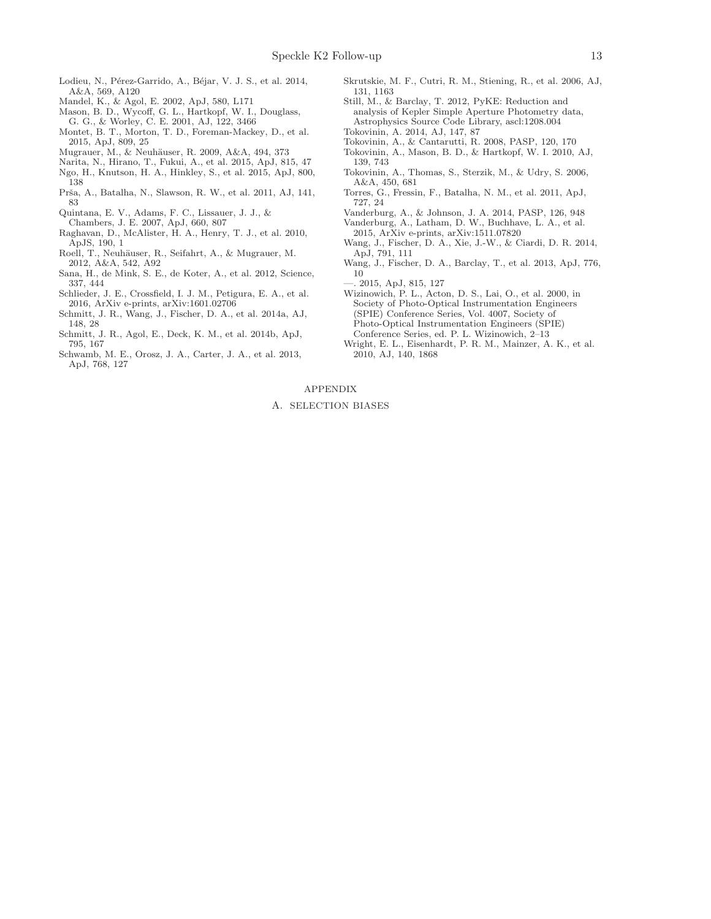Lodieu, N., Pérez-Garrido, A., Béjar, V. J. S., et al. 2014, A&A, 569, A120

Mandel, K., & Agol, E. 2002, ApJ, 580, L171

Mason, B. D., Wycoff, G. L., Hartkopf, W. I., Douglass, G. G., & Worley, C. E. 2001, AJ, 122, 3466

Montet, B. T., Morton, T. D., Foreman-Mackey, D., et al. 2015, ApJ, 809, 25

Mugrauer, M., & Neuhäuser, R. 2009, A&A, 494, 373

Narita, N., Hirano, T., Fukui, A., et al. 2015, ApJ, 815, 47

Ngo, H., Knutson, H. A., Hinkley, S., et al. 2015, ApJ, 800, 138

Prša, A., Batalha, N., Slawson, R. W., et al. 2011, AJ, 141, 83

Quintana, E. V., Adams, F. C., Lissauer, J. J., & Chambers, J. E. 2007, ApJ, 660, 807

Raghavan, D., McAlister, H. A., Henry, T. J., et al. 2010, ApJS, 190, 1

Roell, T., Neuhäuser, R., Seifahrt, A., & Mugrauer, M. 2012, A&A, 542, A92

Sana, H., de Mink, S. E., de Koter, A., et al. 2012, Science, 337, 444

Schlieder, J. E., Crossfield, I. J. M., Petigura, E. A., et al. 2016, ArXiv e-prints, arXiv:1601.02706

Schmitt, J. R., Wang, J., Fischer, D. A., et al. 2014a, AJ, 148, 28

Schmitt, J. R., Agol, E., Deck, K. M., et al. 2014b, ApJ, 795, 167

Schwamb, M. E., Orosz, J. A., Carter, J. A., et al. 2013, ApJ, 768, 127

Skrutskie, M. F., Cutri, R. M., Stiening, R., et al. 2006, AJ, 131, 1163

Still, M., & Barclay, T. 2012, PyKE: Reduction and analysis of Kepler Simple Aperture Photometry data, Astrophysics Source Code Library, ascl:1208.004

Tokovinin, A. 2014, AJ, 147, 87

Tokovinin, A., & Cantarutti, R. 2008, PASP, 120, 170

Tokovinin, A., Mason, B. D., & Hartkopf, W. I. 2010, AJ, 139, 743

Tokovinin, A., Thomas, S., Sterzik, M., & Udry, S. 2006, A&A, 450, 681

Torres, G., Fressin, F., Batalha, N. M., et al. 2011, ApJ, 727, 24

Vanderburg, A., & Johnson, J. A. 2014, PASP, 126, 948

Vanderburg, A., Latham, D. W., Buchhave, L. A., et al. 2015, ArXiv e-prints, arXiv:1511.07820

Wang, J., Fischer, D. A., Xie, J.-W., & Ciardi, D. R. 2014, ApJ, 791, 111

Wang, J., Fischer, D. A., Barclay, T., et al. 2013, ApJ, 776, 10

—. 2015, ApJ, 815, 127

Wizinowich, P. L., Acton, D. S., Lai, O., et al. 2000, in Society of Photo-Optical Instrumentation Engineers (SPIE) Conference Series, Vol. 4007, Society of Photo-Optical Instrumentation Engineers (SPIE) Conference Series, ed. P. L. Wizinowich, 2–13

Wright, E. L., Eisenhardt, P. R. M., Mainzer, A. K., et al. 2010, AJ, 140, 1868

# APPENDIX

## A. SELECTION BIASES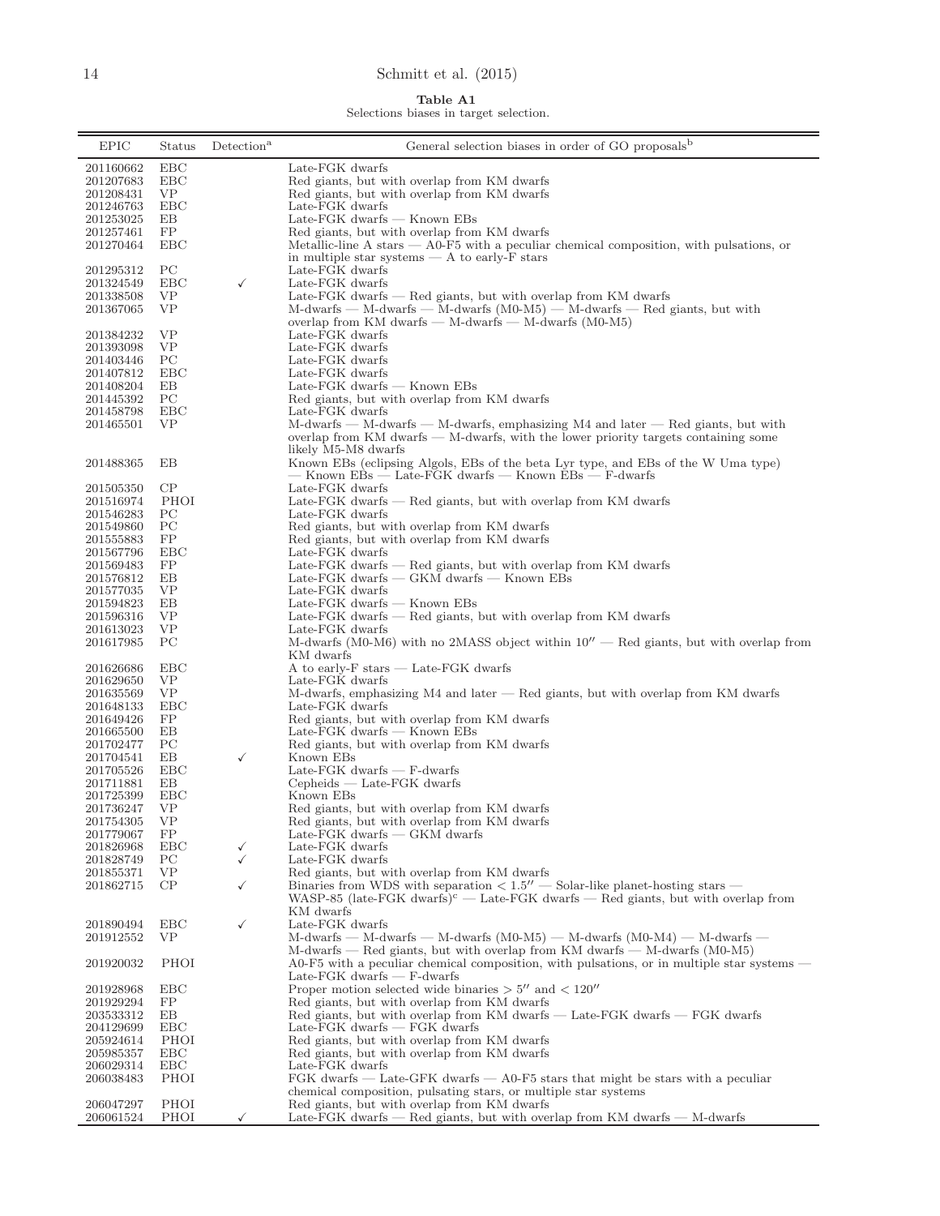**Table A1**
Selections biases in target selection.

| EPIC | Status | Detection[a] | General selection biases in order of GO proposals[b] |
|---|---|---|---|
| 201160662 | EBC | | Late-FGK dwarfs |
| 201207683 | EBC | | Red giants, but with overlap from KM dwarfs |
| 201208431 | VP | | Red giants, but with overlap from KM dwarfs |
| 201246763 | EBC | | Late-FGK dwarfs |
| 201253025 | EB | | Late-FGK dwarfs — Known EBs |
| 201257461 | FP | | Red giants, but with overlap from KM dwarfs |
| 201270464 | EBC | | Metallic-line A stars — A0-F5 with a peculiar chemical composition, with pulsations, or in multiple star systems — A to early-F stars |
| 201295312 | PC | | Late-FGK dwarfs |
| 201324549 | EBC | ✓ | Late-FGK dwarfs |
| 201338508 | VP | | Late-FGK dwarfs — Red giants, but with overlap from KM dwarfs |
| 201367065 | VP | | M-dwarfs — M-dwarfs — M-dwarfs (M0-M5) — M-dwarfs — Red giants, but with overlap from KM dwarfs — M-dwarfs — M-dwarfs (M0-M5) |
| 201384232 | VP | | Late-FGK dwarfs |
| 201393098 | VP | | Late-FGK dwarfs |
| 201403446 | PC | | Late-FGK dwarfs |
| 201407812 | EBC | | Late-FGK dwarfs |
| 201408204 | EB | | Late-FGK dwarfs — Known EBs |
| 201445392 | PC | | Red giants, but with overlap from KM dwarfs |
| 201458798 | EBC | | Late-FGK dwarfs |
| 201465501 | VP | | M-dwarfs — M-dwarfs — M-dwarfs, emphasizing M4 and later — Red giants, but with overlap from KM dwarfs — M-dwarfs, with the lower priority targets containing some likely M5-M8 dwarfs |
| 201488365 | EB | | Known EBs (eclipsing Algols, EBs of the beta Lyr type, and EBs of the W Uma type) — Known EBs — Late-FGK dwarfs — Known EBs — F-dwarfs |
| 201505350 | CP | | Late-FGK dwarfs |
| 201516974 | PHOI | | Late-FGK dwarfs — Red giants, but with overlap from KM dwarfs |
| 201546283 | PC | | Late-FGK dwarfs |
| 201549860 | PC | | Red giants, but with overlap from KM dwarfs |
| 201555883 | FP | | Red giants, but with overlap from KM dwarfs |
| 201567796 | EBC | | Late-FGK dwarfs |
| 201569483 | FP | | Late-FGK dwarfs — Red giants, but with overlap from KM dwarfs |
| 201576812 | EB | | Late-FGK dwarfs — GKM dwarfs — Known EBs |
| 201577035 | VP | | Late-FGK dwarfs |
| 201594823 | EB | | Late-FGK dwarfs — Known EBs |
| 201596316 | VP | | Late-FGK dwarfs — Red giants, but with overlap from KM dwarfs |
| 201613023 | VP | | Late-FGK dwarfs |
| 201617985 | PC | | M-dwarfs (M0-M6) with no 2MASS object within 10″ — Red giants, but with overlap from KM dwarfs |
| 201626686 | EBC | | A to early-F stars — Late-FGK dwarfs |
| 201629650 | VP | | Late-FGK dwarfs |
| 201635569 | VP | | M-dwarfs, emphasizing M4 and later — Red giants, but with overlap from KM dwarfs |
| 201648133 | EBC | | Late-FGK dwarfs |
| 201649426 | FP | | Red giants, but with overlap from KM dwarfs |
| 201665500 | EB | | Late-FGK dwarfs — Known EBs |
| 201702477 | PC | | Red giants, but with overlap from KM dwarfs |
| 201704541 | EB | ✓ | Known EBs |
| 201705526 | EBC | | Late-FGK dwarfs — F-dwarfs |
| 201711881 | EB | | Cepheids — Late-FGK dwarfs |
| 201725399 | EBC | | Known EBs |
| 201736247 | VP | | Red giants, but with overlap from KM dwarfs |
| 201754305 | VP | | Red giants, but with overlap from KM dwarfs |
| 201779067 | FP | | Late-FGK dwarfs — GKM dwarfs |
| 201826968 | EBC | ✓ | Late-FGK dwarfs |
| 201828749 | PC | ✓ | Late-FGK dwarfs |
| 201855371 | VP | | Red giants, but with overlap from KM dwarfs |
| 201862715 | CP | ✓ | Binaries from WDS with separation < 1.5″ — Solar-like planet-hosting stars — WASP-85 (late-FGK dwarfs)[c] — Late-FGK dwarfs — Red giants, but with overlap from KM dwarfs |
| 201890494 | EBC | ✓ | Late-FGK dwarfs |
| 201912552 | VP | | M-dwarfs — M-dwarfs — M-dwarfs (M0-M5) — M-dwarfs (M0-M4) — M-dwarfs — M-dwarfs — Red giants, but with overlap from KM dwarfs — M-dwarfs (M0-M5) |
| 201920032 | PHOI | | A0-F5 with a peculiar chemical composition, with pulsations, or in multiple star systems — Late-FGK dwarfs — F-dwarfs |
| 201928968 | EBC | | Proper motion selected wide binaries > 5″ and < 120″ |
| 201929294 | FP | | Red giants, but with overlap from KM dwarfs |
| 203533312 | EB | | Red giants, but with overlap from KM dwarfs — Late-FGK dwarfs — FGK dwarfs |
| 204129699 | EBC | | Late-FGK dwarfs — FGK dwarfs |
| 205924614 | PHOI | | Red giants, but with overlap from KM dwarfs |
| 205985357 | EBC | | Red giants, but with overlap from KM dwarfs |
| 206029314 | EBC | | Late-FGK dwarfs |
| 206038483 | PHOI | | FGK dwarfs — Late-GFK dwarfs — A0-F5 stars that might be stars with a peculiar chemical composition, pulsating stars, or multiple star systems |
| 206047297 | PHOI | | Red giants, but with overlap from KM dwarfs |
| 206061524 | PHOI | ✓ | Late-FGK dwarfs — Red giants, but with overlap from KM dwarfs — M-dwarfs |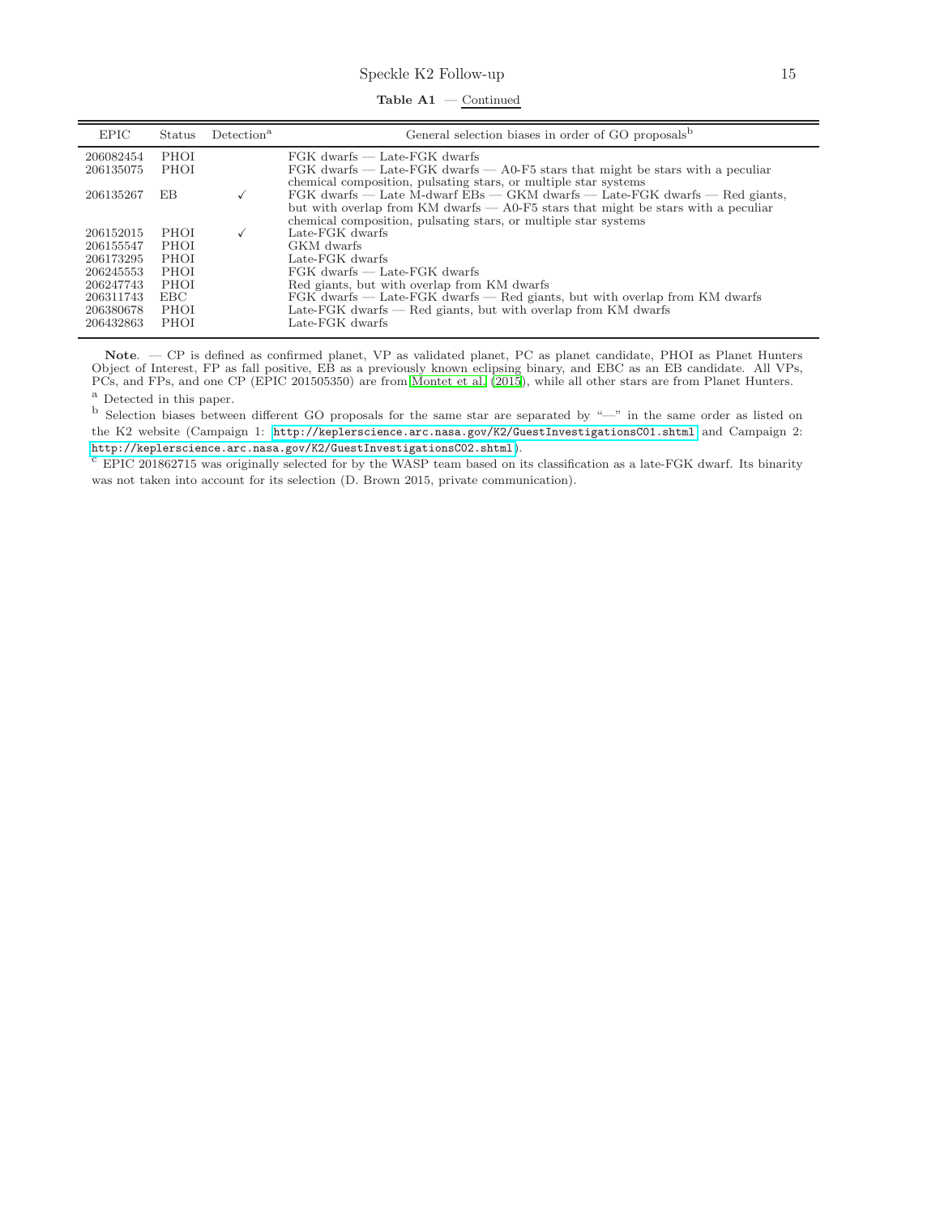**Table A1** — Continued

| EPIC | Status | Detection[a] | General selection biases in order of GO proposals[b] |
|---|---|---|---|
| 206082454 | PHOI | | FGK dwarfs — Late-FGK dwarfs |
| 206135075 | PHOI | | FGK dwarfs — Late-FGK dwarfs — A0-F5 stars that might be stars with a peculiar chemical composition, pulsating stars, or multiple star systems |
| 206135267 | EB | ✓ | FGK dwarfs — Late M-dwarf EBs — GKM dwarfs — Late-FGK dwarfs — Red giants, but with overlap from KM dwarfs — A0-F5 stars that might be stars with a peculiar chemical composition, pulsating stars, or multiple star systems |
| 206152015 | PHOI | ✓ | Late-FGK dwarfs |
| 206155547 | PHOI | | GKM dwarfs |
| 206173295 | PHOI | | Late-FGK dwarfs |
| 206245553 | PHOI | | FGK dwarfs — Late-FGK dwarfs |
| 206247743 | PHOI | | Red giants, but with overlap from KM dwarfs |
| 206311743 | EBC | | FGK dwarfs — Late-FGK dwarfs — Red giants, but with overlap from KM dwarfs |
| 206380678 | PHOI | | Late-FGK dwarfs — Red giants, but with overlap from KM dwarfs |
| 206432863 | PHOI | | Late-FGK dwarfs |

**Note**. — CP is defined as confirmed planet, VP as validated planet, PC as planet candidate, PHOI as Planet Hunters Object of Interest, FP as fall positive, EB as a previously known eclipsing binary, and EBC as an EB candidate. All VPs, PCs, and FPs, and one CP (EPIC 201505350) are from Montet et al. (2015), while all other stars are from Planet Hunters.

[a] Detected in this paper.

[b] Selection biases between different GO proposals for the same star are separated by "—" in the same order as listed on the K2 website (Campaign 1: http://keplerscience.arc.nasa.gov/K2/GuestInvestigationsC01.shtml and Campaign 2: http://keplerscience.arc.nasa.gov/K2/GuestInvestigationsC02.shtml).

[c] EPIC 201862715 was originally selected for by the WASP team based on its classification as a late-FGK dwarf. Its binarity was not taken into account for its selection (D. Brown 2015, private communication).